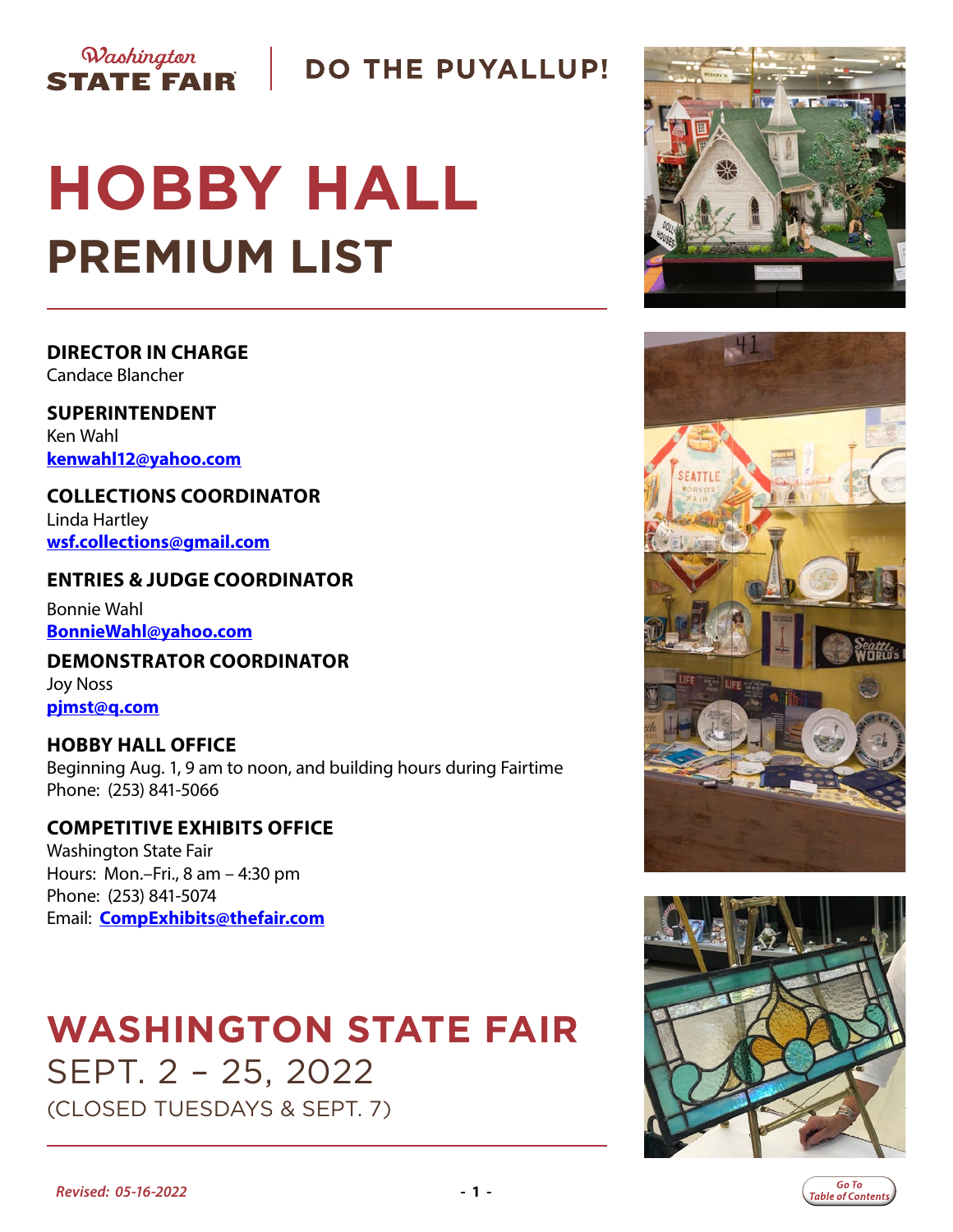Washington STATE FAIR | DO THE PUYALLUP!

# HOBBY HALL

## PREMIUM LIST

**DIRECTOR IN CHARGE**
Candace Blancher

**SUPERINTENDENT**
Ken Wahl
**kenwahl12@yahoo.com**

**COLLECTIONS COORDINATOR**
Linda Hartley
**wsf.collections@gmail.com**

**ENTRIES & JUDGE COORDINATOR**
Bonnie Wahl
**BonnieWahl@yahoo.com**

**DEMONSTRATOR COORDINATOR**
Joy Noss
**pjmst@q.com**

**HOBBY HALL OFFICE**
Beginning Aug. 1, 9 am to noon, and building hours during Fairtime
Phone: (253) 841-5066

**COMPETITIVE EXHIBITS OFFICE**
Washington State Fair
Hours: Mon.–Fri., 8 am – 4:30 pm
Phone: (253) 841-5074
Email: **CompExhibits@thefair.com**

## WASHINGTON STATE FAIR

SEPT. 2 – 25, 2022

(CLOSED TUESDAYS & SEPT. 7)

*Revised: 05-16-2022*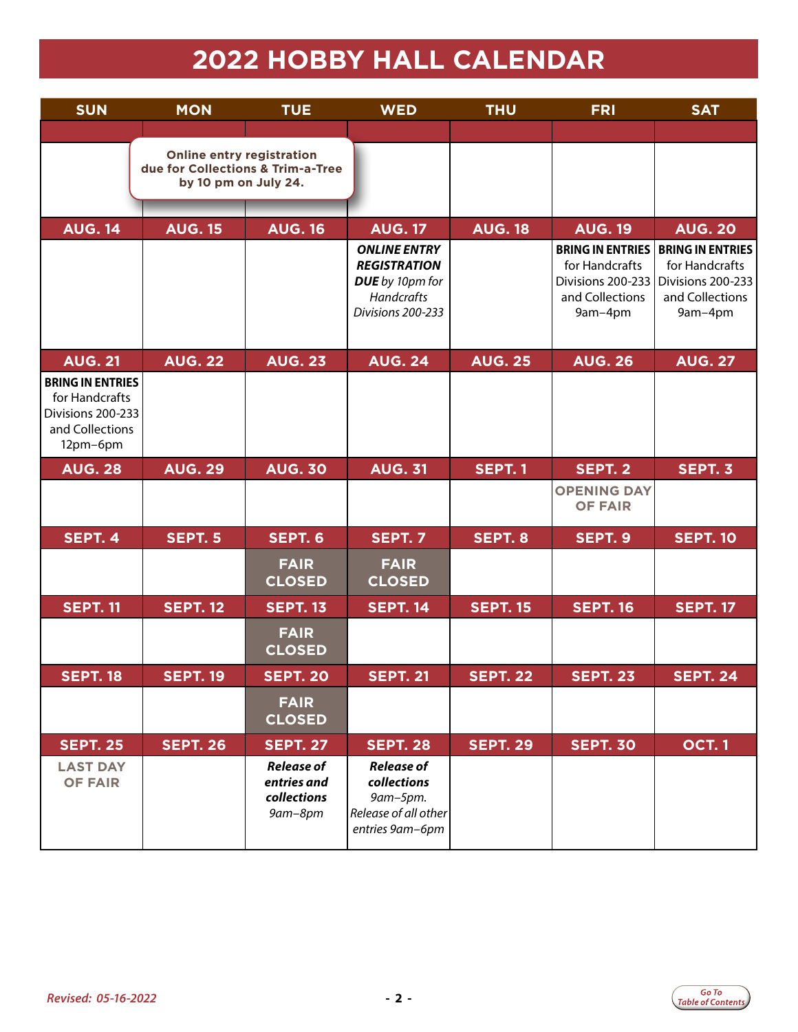# 2022 HOBBY HALL CALENDAR

| SUN | MON | TUE | WED | THU | FRI | SAT |
|---|---|---|---|---|---|---|
| | Online entry registration due for Collections & Trim-a-Tree by 10 pm on July 24. | | | | | |
| **AUG. 14** | **AUG. 15** | **AUG. 16** | **AUG. 17** | **AUG. 18** | **AUG. 19** | **AUG. 20** |
| | | | ***ONLINE ENTRY REGISTRATION DUE*** *by 10pm for Handcrafts Divisions 200-233* | | **BRING IN ENTRIES** for Handcrafts Divisions 200-233 and Collections 9am–4pm | **BRING IN ENTRIES** for Handcrafts Divisions 200-233 and Collections 9am–4pm |
| **AUG. 21** | **AUG. 22** | **AUG. 23** | **AUG. 24** | **AUG. 25** | **AUG. 26** | **AUG. 27** |
| **BRING IN ENTRIES** for Handcrafts Divisions 200-233 and Collections 12pm–6pm | | | | | | |
| **AUG. 28** | **AUG. 29** | **AUG. 30** | **AUG. 31** | **SEPT. 1** | **SEPT. 2** | **SEPT. 3** |
| | | | | | OPENING DAY OF FAIR | |
| **SEPT. 4** | **SEPT. 5** | **SEPT. 6** | **SEPT. 7** | **SEPT. 8** | **SEPT. 9** | **SEPT. 10** |
| | | FAIR CLOSED | FAIR CLOSED | | | |
| **SEPT. 11** | **SEPT. 12** | **SEPT. 13** | **SEPT. 14** | **SEPT. 15** | **SEPT. 16** | **SEPT. 17** |
| | | FAIR CLOSED | | | | |
| **SEPT. 18** | **SEPT. 19** | **SEPT. 20** | **SEPT. 21** | **SEPT. 22** | **SEPT. 23** | **SEPT. 24** |
| | | FAIR CLOSED | | | | |
| **SEPT. 25** | **SEPT. 26** | **SEPT. 27** | **SEPT. 28** | **SEPT. 29** | **SEPT. 30** | **OCT. 1** |
| LAST DAY OF FAIR | | ***Release of entries and collections*** *9am–8pm* | ***Release of collections*** *9am–5pm. Release of all other entries 9am–6pm* | | | |

*Revised: 05-16-2022*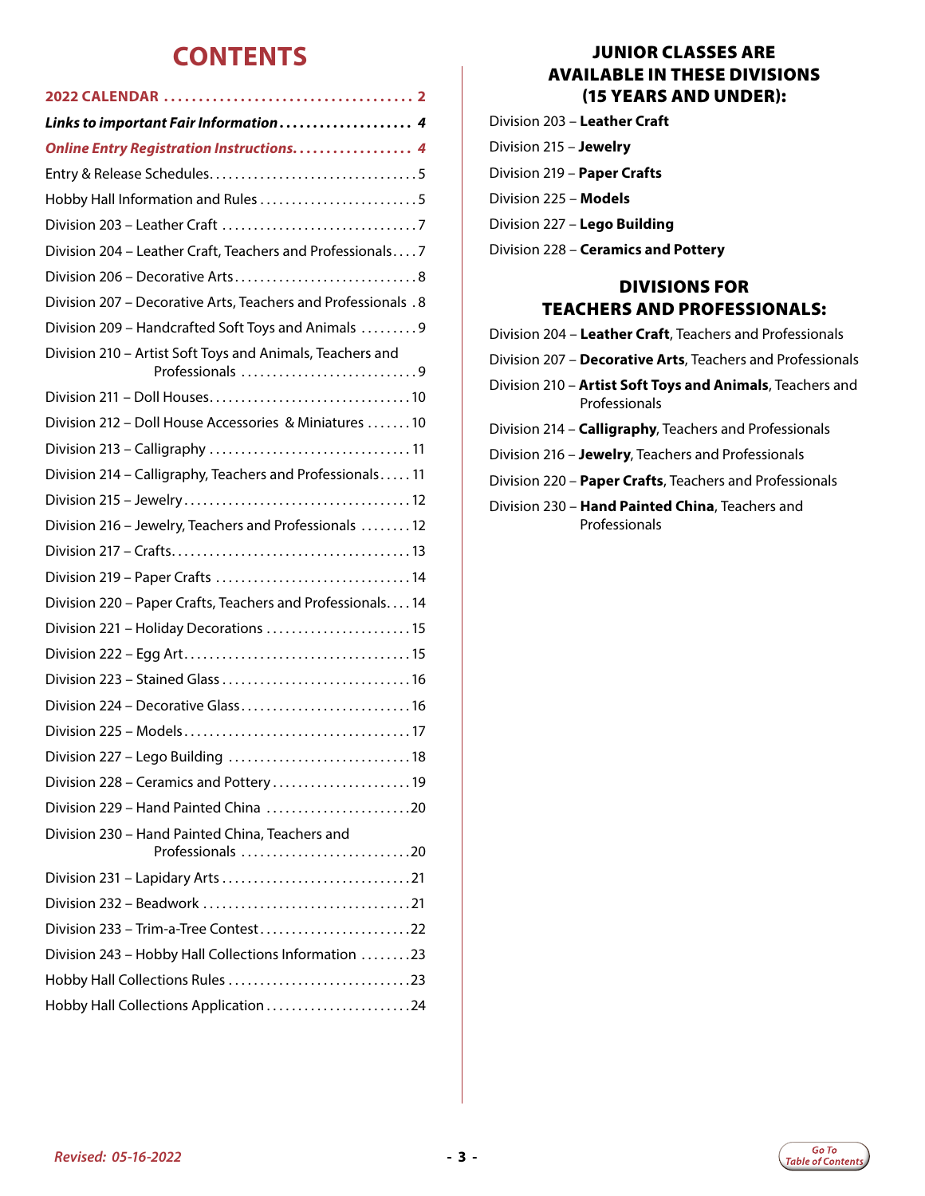# CONTENTS

**2022 CALENDAR .................................. 2**

***Links to important Fair Information.................... 4***

***Online Entry Registration Instructions.................. 4***

Entry & Release Schedules.................................5

Hobby Hall Information and Rules.........................5

Division 203 – Leather Craft ...............................7

Division 204 – Leather Craft, Teachers and Professionals....7

Division 206 – Decorative Arts.............................8

Division 207 – Decorative Arts, Teachers and Professionals .8

Division 209 – Handcrafted Soft Toys and Animals .........9

Division 210 – Artist Soft Toys and Animals, Teachers and Professionals ............................9

Division 211 – Doll Houses................................10

Division 212 – Doll House Accessories & Miniatures .......10

Division 213 – Calligraphy ................................11

Division 214 – Calligraphy, Teachers and Professionals.....11

Division 215 – Jewelry....................................12

Division 216 – Jewelry, Teachers and Professionals ........12

Division 217 – Crafts......................................13

Division 219 – Paper Crafts ...............................14

Division 220 – Paper Crafts, Teachers and Professionals....14

Division 221 – Holiday Decorations .......................15

Division 222 – Egg Art....................................15

Division 223 – Stained Glass ..............................16

Division 224 – Decorative Glass...........................16

Division 225 – Models....................................17

Division 227 – Lego Building .............................18

Division 228 – Ceramics and Pottery......................19

Division 229 – Hand Painted China .......................20

Division 230 – Hand Painted China, Teachers and Professionals ...........................20

Division 231 – Lapidary Arts..............................21

Division 232 – Beadwork .................................21

Division 233 – Trim-a-Tree Contest........................22

Division 243 – Hobby Hall Collections Information ........23

Hobby Hall Collections Rules .............................23

Hobby Hall Collections Application.......................24

## JUNIOR CLASSES ARE AVAILABLE IN THESE DIVISIONS (15 YEARS AND UNDER):

Division 203 – **Leather Craft**

Division 215 – **Jewelry**

Division 219 – **Paper Crafts**

Division 225 – **Models**

Division 227 – **Lego Building**

Division 228 – **Ceramics and Pottery**

## DIVISIONS FOR TEACHERS AND PROFESSIONALS:

Division 204 – **Leather Craft**, Teachers and Professionals

Division 207 – **Decorative Arts**, Teachers and Professionals

Division 210 – **Artist Soft Toys and Animals**, Teachers and Professionals

Division 214 – **Calligraphy**, Teachers and Professionals

Division 216 – **Jewelry**, Teachers and Professionals

Division 220 – **Paper Crafts**, Teachers and Professionals

Division 230 – **Hand Painted China**, Teachers and Professionals

*Revised: 05-16-2022*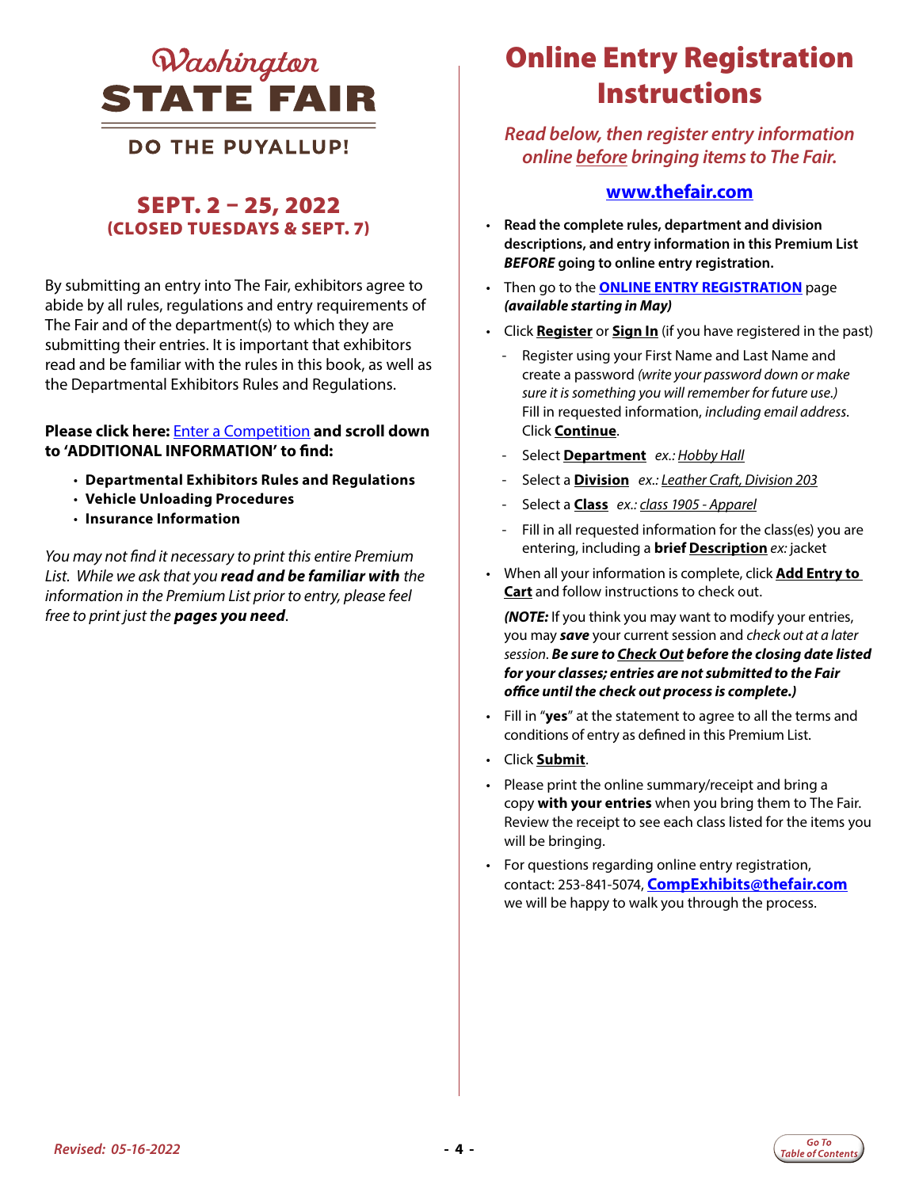# Washington STATE FAIR

**DO THE PUYALLUP!**

## SEPT. 2 – 25, 2022
**(CLOSED TUESDAYS & SEPT. 7)**

By submitting an entry into The Fair, exhibitors agree to abide by all rules, regulations and entry requirements of The Fair and of the department(s) to which they are submitting their entries. It is important that exhibitors read and be familiar with the rules in this book, as well as the Departmental Exhibitors Rules and Regulations.

**Please click here:** Enter a Competition **and scroll down to 'ADDITIONAL INFORMATION' to find:**

- **Departmental Exhibitors Rules and Regulations**
- **Vehicle Unloading Procedures**
- **Insurance Information**

*You may not find it necessary to print this entire Premium List. While we ask that you* ***read and be familiar with*** *the information in the Premium List prior to entry, please feel free to print just the* ***pages you need****.*

# Online Entry Registration Instructions

*Read below, then register entry information online before bringing items to The Fair.*

**www.thefair.com**

- **Read the complete rules, department and division descriptions, and entry information in this Premium List *BEFORE* going to online entry registration.**
- Then go to the **ONLINE ENTRY REGISTRATION** page ***(available starting in May)***
- Click **Register** or **Sign In** (if you have registered in the past)
  - Register using your First Name and Last Name and create a password *(write your password down or make sure it is something you will remember for future use.)* Fill in requested information, *including email address*. Click **Continue**.
  - Select **Department** *ex.:* *Hobby Hall*
  - Select a **Division** *ex.:* *Leather Craft, Division 203*
  - Select a **Class** *ex.:* *class 1905 - Apparel*
  - Fill in all requested information for the class(es) you are entering, including a **brief Description** *ex:* jacket
- When all your information is complete, click **Add Entry to Cart** and follow instructions to check out.

  ***(NOTE:*** If you think you may want to modify your entries, you may ***save*** your current session and *check out at a later session*. ***Be sure to Check Out before the closing date listed for your classes; entries are not submitted to the Fair office until the check out process is complete.)***
- Fill in "**yes**" at the statement to agree to all the terms and conditions of entry as defined in this Premium List.
- Click **Submit**.
- Please print the online summary/receipt and bring a copy **with your entries** when you bring them to The Fair. Review the receipt to see each class listed for the items you will be bringing.
- For questions regarding online entry registration, contact: 253-841-5074, **CompExhibits@thefair.com** we will be happy to walk you through the process.

*Revised: 05-16-2022*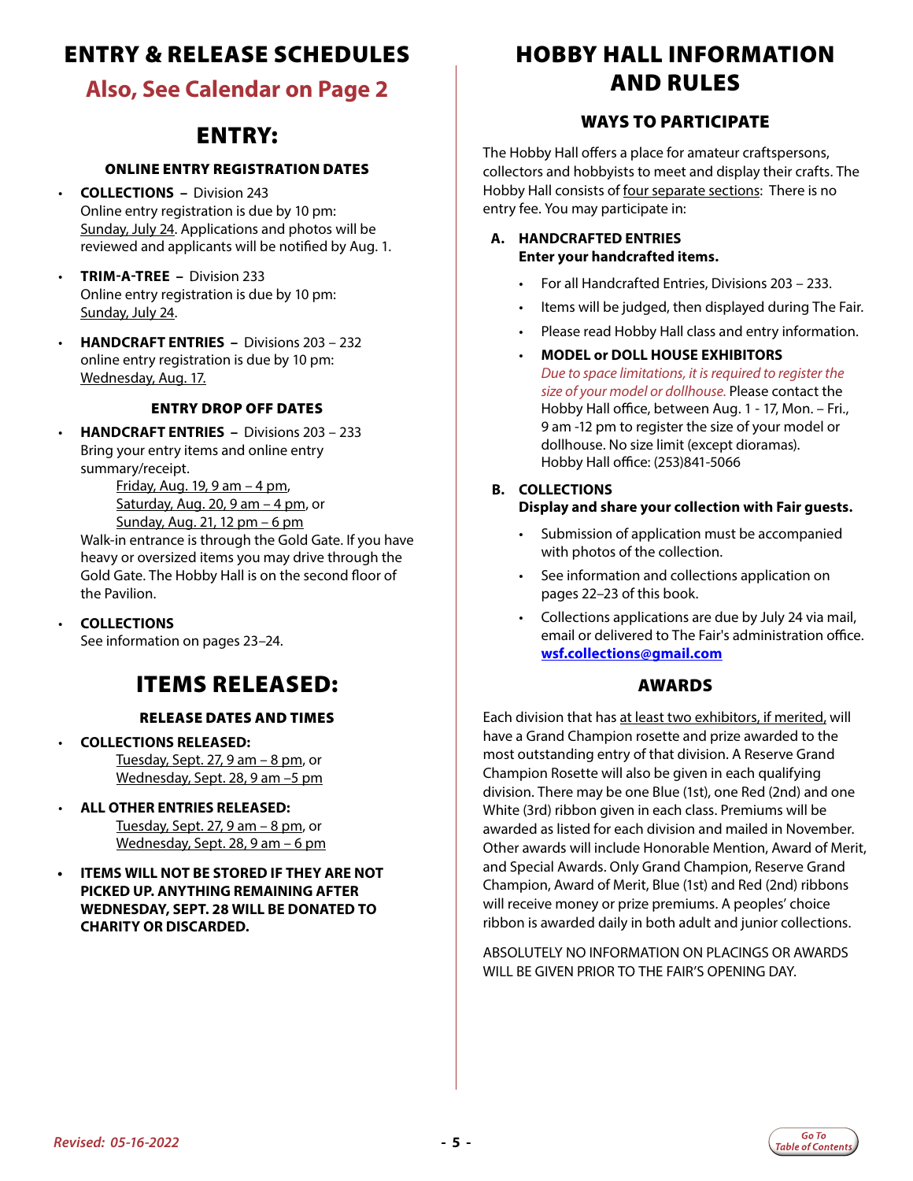# ENTRY & RELEASE SCHEDULES

## Also, See Calendar on Page 2

## ENTRY:

### ONLINE ENTRY REGISTRATION DATES

- **COLLECTIONS –** Division 243
  Online entry registration is due by 10 pm: Sunday, July 24. Applications and photos will be reviewed and applicants will be notified by Aug. 1.
- **TRIM-A-TREE –** Division 233
  Online entry registration is due by 10 pm: Sunday, July 24.
- **HANDCRAFT ENTRIES –** Divisions 203 – 232
  online entry registration is due by 10 pm: Wednesday, Aug. 17.

### ENTRY DROP OFF DATES

- **HANDCRAFT ENTRIES –** Divisions 203 – 233
  Bring your entry items and online entry summary/receipt.
  Friday, Aug. 19, 9 am – 4 pm,
  Saturday, Aug. 20, 9 am – 4 pm, or
  Sunday, Aug. 21, 12 pm – 6 pm
  Walk-in entrance is through the Gold Gate. If you have heavy or oversized items you may drive through the Gold Gate. The Hobby Hall is on the second floor of the Pavilion.
- **COLLECTIONS**
  See information on pages 23–24.

## ITEMS RELEASED:

### RELEASE DATES AND TIMES

- **COLLECTIONS RELEASED:**
  Tuesday, Sept. 27, 9 am – 8 pm, or
  Wednesday, Sept. 28, 9 am –5 pm
- **ALL OTHER ENTRIES RELEASED:**
  Tuesday, Sept. 27, 9 am – 8 pm, or
  Wednesday, Sept. 28, 9 am – 6 pm
- **ITEMS WILL NOT BE STORED IF THEY ARE NOT PICKED UP. ANYTHING REMAINING AFTER WEDNESDAY, SEPT. 28 WILL BE DONATED TO CHARITY OR DISCARDED.**

# HOBBY HALL INFORMATION AND RULES

### WAYS TO PARTICIPATE

The Hobby Hall offers a place for amateur craftspersons, collectors and hobbyists to meet and display their crafts. The Hobby Hall consists of four separate sections: There is no entry fee. You may participate in:

**A. HANDCRAFTED ENTRIES**
**Enter your handcrafted items.**

- For all Handcrafted Entries, Divisions 203 – 233.
- Items will be judged, then displayed during The Fair.
- Please read Hobby Hall class and entry information.
- **MODEL or DOLL HOUSE EXHIBITORS**
  *Due to space limitations, it is required to register the size of your model or dollhouse.* Please contact the Hobby Hall office, between Aug. 1 - 17, Mon. – Fri., 9 am -12 pm to register the size of your model or dollhouse. No size limit (except dioramas).
  Hobby Hall office: (253)841-5066

**B. COLLECTIONS**
**Display and share your collection with Fair guests.**

- Submission of application must be accompanied with photos of the collection.
- See information and collections application on pages 22–23 of this book.
- Collections applications are due by July 24 via mail, email or delivered to The Fair's administration office. **wsf.collections@gmail.com**

### AWARDS

Each division that has at least two exhibitors, if merited, will have a Grand Champion rosette and prize awarded to the most outstanding entry of that division. A Reserve Grand Champion Rosette will also be given in each qualifying division. There may be one Blue (1st), one Red (2nd) and one White (3rd) ribbon given in each class. Premiums will be awarded as listed for each division and mailed in November. Other awards will include Honorable Mention, Award of Merit, and Special Awards. Only Grand Champion, Reserve Grand Champion, Award of Merit, Blue (1st) and Red (2nd) ribbons will receive money or prize premiums. A peoples' choice ribbon is awarded daily in both adult and junior collections.

ABSOLUTELY NO INFORMATION ON PLACINGS OR AWARDS WILL BE GIVEN PRIOR TO THE FAIR'S OPENING DAY.

*Revised: 05-16-2022*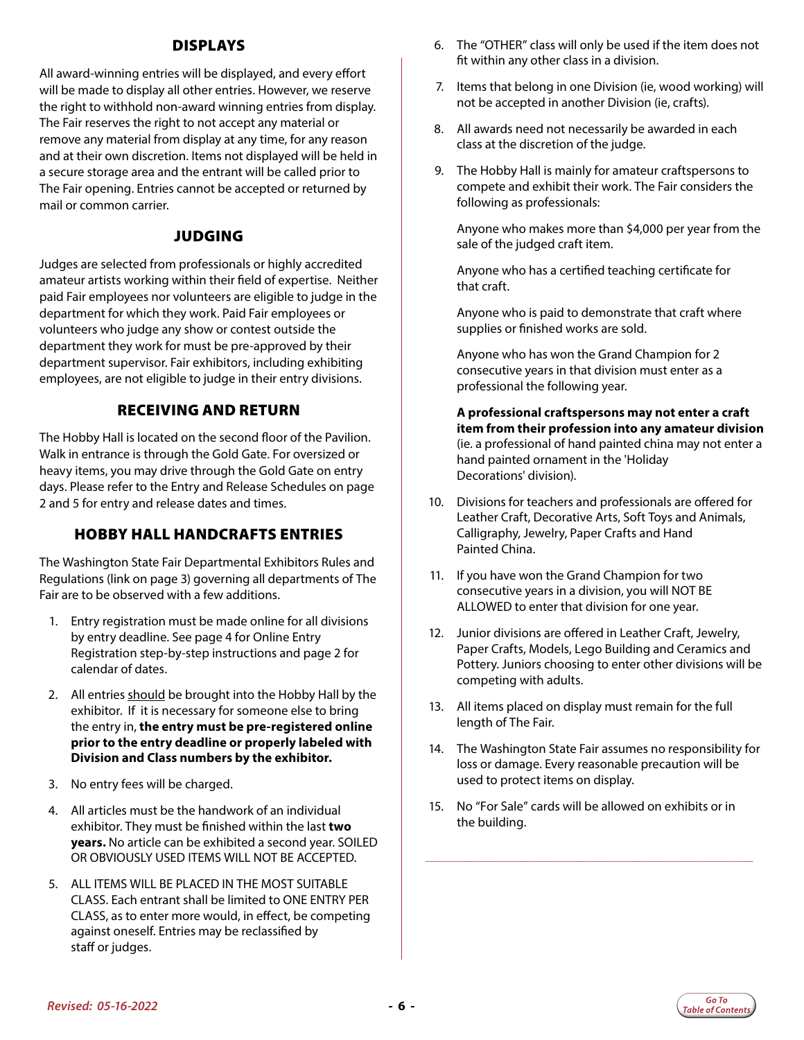## DISPLAYS

All award-winning entries will be displayed, and every effort will be made to display all other entries. However, we reserve the right to withhold non-award winning entries from display. The Fair reserves the right to not accept any material or remove any material from display at any time, for any reason and at their own discretion. Items not displayed will be held in a secure storage area and the entrant will be called prior to The Fair opening. Entries cannot be accepted or returned by mail or common carrier.

## JUDGING

Judges are selected from professionals or highly accredited amateur artists working within their field of expertise. Neither paid Fair employees nor volunteers are eligible to judge in the department for which they work. Paid Fair employees or volunteers who judge any show or contest outside the department they work for must be pre-approved by their department supervisor. Fair exhibitors, including exhibiting employees, are not eligible to judge in their entry divisions.

## RECEIVING AND RETURN

The Hobby Hall is located on the second floor of the Pavilion. Walk in entrance is through the Gold Gate. For oversized or heavy items, you may drive through the Gold Gate on entry days. Please refer to the Entry and Release Schedules on page 2 and 5 for entry and release dates and times.

## HOBBY HALL HANDCRAFTS ENTRIES

The Washington State Fair Departmental Exhibitors Rules and Regulations (link on page 3) governing all departments of The Fair are to be observed with a few additions.

1. Entry registration must be made online for all divisions by entry deadline. See page 4 for Online Entry Registration step-by-step instructions and page 2 for calendar of dates.
2. All entries should be brought into the Hobby Hall by the exhibitor. If it is necessary for someone else to bring the entry in, **the entry must be pre-registered online prior to the entry deadline or properly labeled with Division and Class numbers by the exhibitor.**
3. No entry fees will be charged.
4. All articles must be the handwork of an individual exhibitor. They must be finished within the last **two years.** No article can be exhibited a second year. SOILED OR OBVIOUSLY USED ITEMS WILL NOT BE ACCEPTED.
5. ALL ITEMS WILL BE PLACED IN THE MOST SUITABLE CLASS. Each entrant shall be limited to ONE ENTRY PER CLASS, as to enter more would, in effect, be competing against oneself. Entries may be reclassified by staff or judges.
6. The "OTHER" class will only be used if the item does not fit within any other class in a division.
7. Items that belong in one Division (ie, wood working) will not be accepted in another Division (ie, crafts).
8. All awards need not necessarily be awarded in each class at the discretion of the judge.
9. The Hobby Hall is mainly for amateur craftspersons to compete and exhibit their work. The Fair considers the following as professionals:

   Anyone who makes more than $4,000 per year from the sale of the judged craft item.

   Anyone who has a certified teaching certificate for that craft.

   Anyone who is paid to demonstrate that craft where supplies or finished works are sold.

   Anyone who has won the Grand Champion for 2 consecutive years in that division must enter as a professional the following year.

   **A professional craftspersons may not enter a craft item from their profession into any amateur division** (ie. a professional of hand painted china may not enter a hand painted ornament in the 'Holiday Decorations' division).
10. Divisions for teachers and professionals are offered for Leather Craft, Decorative Arts, Soft Toys and Animals, Calligraphy, Jewelry, Paper Crafts and Hand Painted China.
11. If you have won the Grand Champion for two consecutive years in a division, you will NOT BE ALLOWED to enter that division for one year.
12. Junior divisions are offered in Leather Craft, Jewelry, Paper Crafts, Models, Lego Building and Ceramics and Pottery. Juniors choosing to enter other divisions will be competing with adults.
13. All items placed on display must remain for the full length of The Fair.
14. The Washington State Fair assumes no responsibility for loss or damage. Every reasonable precaution will be used to protect items on display.
15. No "For Sale" cards will be allowed on exhibits or in the building.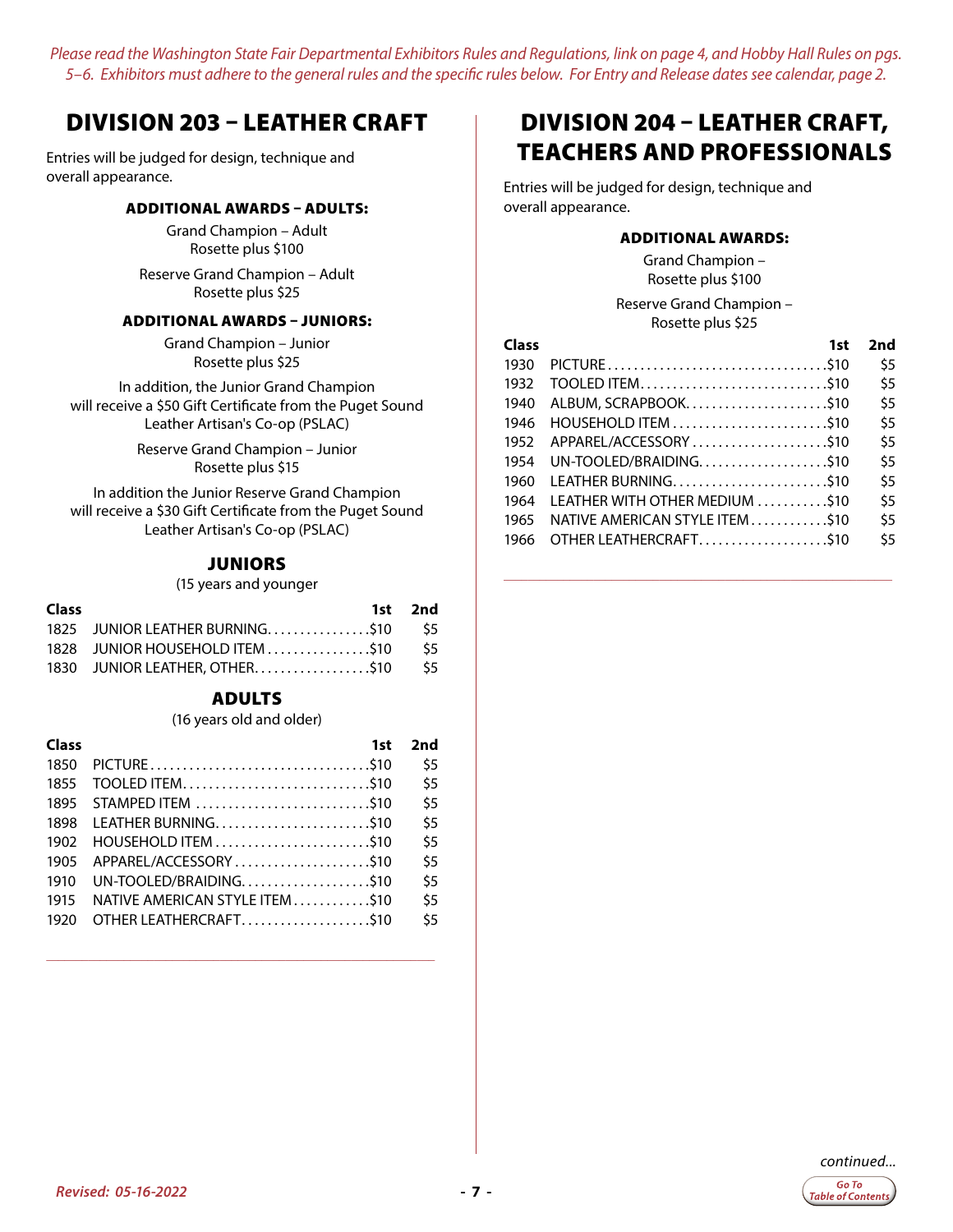*Please read the Washington State Fair Departmental Exhibitors Rules and Regulations, link on page 4, and Hobby Hall Rules on pgs. 5–6. Exhibitors must adhere to the general rules and the specific rules below. For Entry and Release dates see calendar, page 2.*

# DIVISION 203 – LEATHER CRAFT

Entries will be judged for design, technique and overall appearance.

### ADDITIONAL AWARDS – ADULTS:

Grand Champion – Adult
Rosette plus $100

Reserve Grand Champion – Adult
Rosette plus $25

### ADDITIONAL AWARDS – JUNIORS:

Grand Champion – Junior
Rosette plus $25

In addition, the Junior Grand Champion will receive a $50 Gift Certificate from the Puget Sound Leather Artisan's Co-op (PSLAC)

Reserve Grand Champion – Junior
Rosette plus $15

In addition the Junior Reserve Grand Champion will receive a $30 Gift Certificate from the Puget Sound Leather Artisan's Co-op (PSLAC)

## JUNIORS

(15 years and younger)

| Class | | 1st | 2nd |
|---|---|---|---|
| 1825 | JUNIOR LEATHER BURNING | $10 | $5 |
| 1828 | JUNIOR HOUSEHOLD ITEM | $10 | $5 |
| 1830 | JUNIOR LEATHER, OTHER | $10 | $5 |

## ADULTS

(16 years old and older)

| Class | | 1st | 2nd |
|---|---|---|---|
| 1850 | PICTURE | $10 | $5 |
| 1855 | TOOLED ITEM | $10 | $5 |
| 1895 | STAMPED ITEM | $10 | $5 |
| 1898 | LEATHER BURNING | $10 | $5 |
| 1902 | HOUSEHOLD ITEM | $10 | $5 |
| 1905 | APPAREL/ACCESSORY | $10 | $5 |
| 1910 | UN-TOOLED/BRAIDING | $10 | $5 |
| 1915 | NATIVE AMERICAN STYLE ITEM | $10 | $5 |
| 1920 | OTHER LEATHERCRAFT | $10 | $5 |

# DIVISION 204 – LEATHER CRAFT, TEACHERS AND PROFESSIONALS

Entries will be judged for design, technique and overall appearance.

### ADDITIONAL AWARDS:

Grand Champion –
Rosette plus $100

Reserve Grand Champion –
Rosette plus $25

| Class | | 1st | 2nd |
|---|---|---|---|
| 1930 | PICTURE | $10 | $5 |
| 1932 | TOOLED ITEM | $10 | $5 |
| 1940 | ALBUM, SCRAPBOOK | $10 | $5 |
| 1946 | HOUSEHOLD ITEM | $10 | $5 |
| 1952 | APPAREL/ACCESSORY | $10 | $5 |
| 1954 | UN-TOOLED/BRAIDING | $10 | $5 |
| 1960 | LEATHER BURNING | $10 | $5 |
| 1964 | LEATHER WITH OTHER MEDIUM | $10 | $5 |
| 1965 | NATIVE AMERICAN STYLE ITEM | $10 | $5 |
| 1966 | OTHER LEATHERCRAFT | $10 | $5 |

*continued...*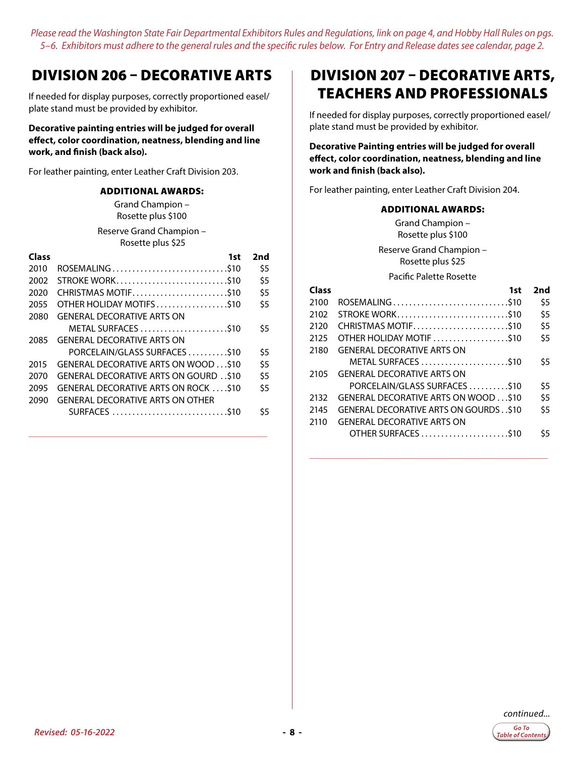*Please read the Washington State Fair Departmental Exhibitors Rules and Regulations, link on page 4, and Hobby Hall Rules on pgs. 5–6. Exhibitors must adhere to the general rules and the specific rules below. For Entry and Release dates see calendar, page 2.*

## DIVISION 206 – DECORATIVE ARTS

If needed for display purposes, correctly proportioned easel/plate stand must be provided by exhibitor.

**Decorative painting entries will be judged for overall effect, color coordination, neatness, blending and line work, and finish (back also).**

For leather painting, enter Leather Craft Division 203.

**ADDITIONAL AWARDS:**

Grand Champion – Rosette plus $100

Reserve Grand Champion – Rosette plus $25

| Class | | 1st | 2nd |
|---|---|---|---|
| 2010 | ROSEMALING | $10 | $5 |
| 2002 | STROKE WORK | $10 | $5 |
| 2020 | CHRISTMAS MOTIF | $10 | $5 |
| 2055 | OTHER HOLIDAY MOTIFS | $10 | $5 |
| 2080 | GENERAL DECORATIVE ARTS ON METAL SURFACES | $10 | $5 |
| 2085 | GENERAL DECORATIVE ARTS ON PORCELAIN/GLASS SURFACES | $10 | $5 |
| 2015 | GENERAL DECORATIVE ARTS ON WOOD | $10 | $5 |
| 2070 | GENERAL DECORATIVE ARTS ON GOURD | $10 | $5 |
| 2095 | GENERAL DECORATIVE ARTS ON ROCK | $10 | $5 |
| 2090 | GENERAL DECORATIVE ARTS ON OTHER SURFACES | $10 | $5 |

## DIVISION 207 – DECORATIVE ARTS, TEACHERS AND PROFESSIONALS

If needed for display purposes, correctly proportioned easel/plate stand must be provided by exhibitor.

**Decorative Painting entries will be judged for overall effect, color coordination, neatness, blending and line work and finish (back also).**

For leather painting, enter Leather Craft Division 204.

**ADDITIONAL AWARDS:**

Grand Champion – Rosette plus $100

Reserve Grand Champion – Rosette plus $25

Pacific Palette Rosette

| Class | | 1st | 2nd |
|---|---|---|---|
| 2100 | ROSEMALING | $10 | $5 |
| 2102 | STROKE WORK | $10 | $5 |
| 2120 | CHRISTMAS MOTIF | $10 | $5 |
| 2125 | OTHER HOLIDAY MOTIF | $10 | $5 |
| 2180 | GENERAL DECORATIVE ARTS ON METAL SURFACES | $10 | $5 |
| 2105 | GENERAL DECORATIVE ARTS ON PORCELAIN/GLASS SURFACES | $10 | $5 |
| 2132 | GENERAL DECORATIVE ARTS ON WOOD | $10 | $5 |
| 2145 | GENERAL DECORATIVE ARTS ON GOURDS | $10 | $5 |
| 2110 | GENERAL DECORATIVE ARTS ON OTHER SURFACES | $10 | $5 |

*continued...*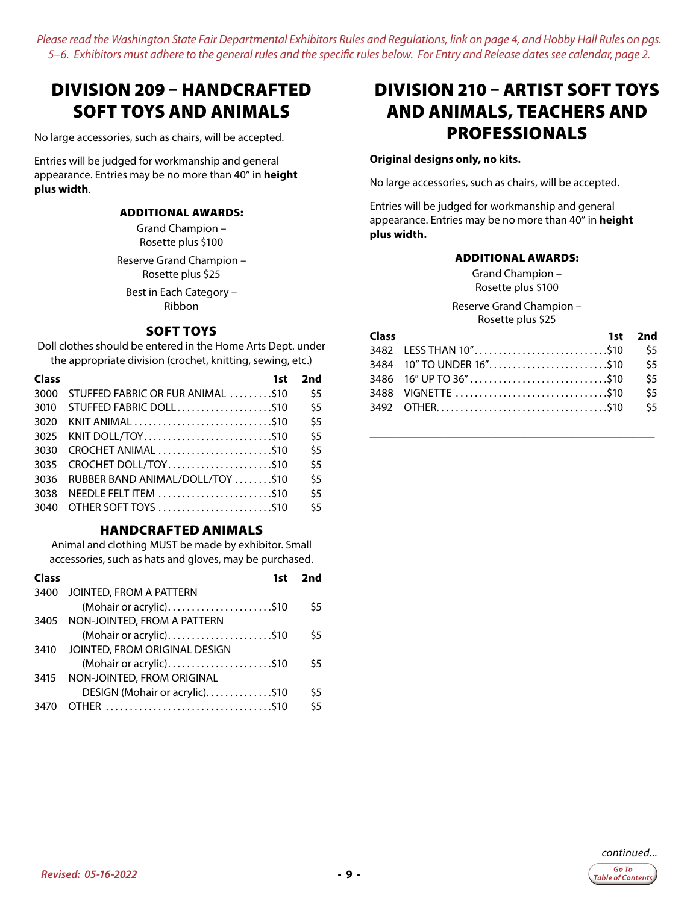*Please read the Washington State Fair Departmental Exhibitors Rules and Regulations, link on page 4, and Hobby Hall Rules on pgs. 5–6. Exhibitors must adhere to the general rules and the specific rules below. For Entry and Release dates see calendar, page 2.*

# DIVISION 209 – HANDCRAFTED SOFT TOYS AND ANIMALS

No large accessories, such as chairs, will be accepted.

Entries will be judged for workmanship and general appearance. Entries may be no more than 40" in **height plus width**.

### ADDITIONAL AWARDS:

Grand Champion – Rosette plus $100

Reserve Grand Champion – Rosette plus $25

Best in Each Category – Ribbon

## SOFT TOYS

Doll clothes should be entered in the Home Arts Dept. under the appropriate division (crochet, knitting, sewing, etc.)

| Class | | 1st | 2nd |
|---|---|---|---|
| 3000 | STUFFED FABRIC OR FUR ANIMAL | $10 | $5 |
| 3010 | STUFFED FABRIC DOLL | $10 | $5 |
| 3020 | KNIT ANIMAL | $10 | $5 |
| 3025 | KNIT DOLL/TOY | $10 | $5 |
| 3030 | CROCHET ANIMAL | $10 | $5 |
| 3035 | CROCHET DOLL/TOY | $10 | $5 |
| 3036 | RUBBER BAND ANIMAL/DOLL/TOY | $10 | $5 |
| 3038 | NEEDLE FELT ITEM | $10 | $5 |
| 3040 | OTHER SOFT TOYS | $10 | $5 |

## HANDCRAFTED ANIMALS

Animal and clothing MUST be made by exhibitor. Small accessories, such as hats and gloves, may be purchased.

| Class | | 1st | 2nd |
|---|---|---|---|
| 3400 | JOINTED, FROM A PATTERN (Mohair or acrylic) | $10 | $5 |
| 3405 | NON-JOINTED, FROM A PATTERN (Mohair or acrylic) | $10 | $5 |
| 3410 | JOINTED, FROM ORIGINAL DESIGN (Mohair or acrylic) | $10 | $5 |
| 3415 | NON-JOINTED, FROM ORIGINAL DESIGN (Mohair or acrylic) | $10 | $5 |
| 3470 | OTHER | $10 | $5 |

# DIVISION 210 – ARTIST SOFT TOYS AND ANIMALS, TEACHERS AND PROFESSIONALS

**Original designs only, no kits.**

No large accessories, such as chairs, will be accepted.

Entries will be judged for workmanship and general appearance. Entries may be no more than 40" in **height plus width.**

### ADDITIONAL AWARDS:

Grand Champion – Rosette plus $100

Reserve Grand Champion – Rosette plus $25

| Class | | 1st | 2nd |
|---|---|---|---|
| 3482 | LESS THAN 10" | $10 | $5 |
| 3484 | 10" TO UNDER 16" | $10 | $5 |
| 3486 | 16" UP TO 36" | $10 | $5 |
| 3488 | VIGNETTE | $10 | $5 |
| 3492 | OTHER | $10 | $5 |

*continued...*

*Revised: 05-16-2022*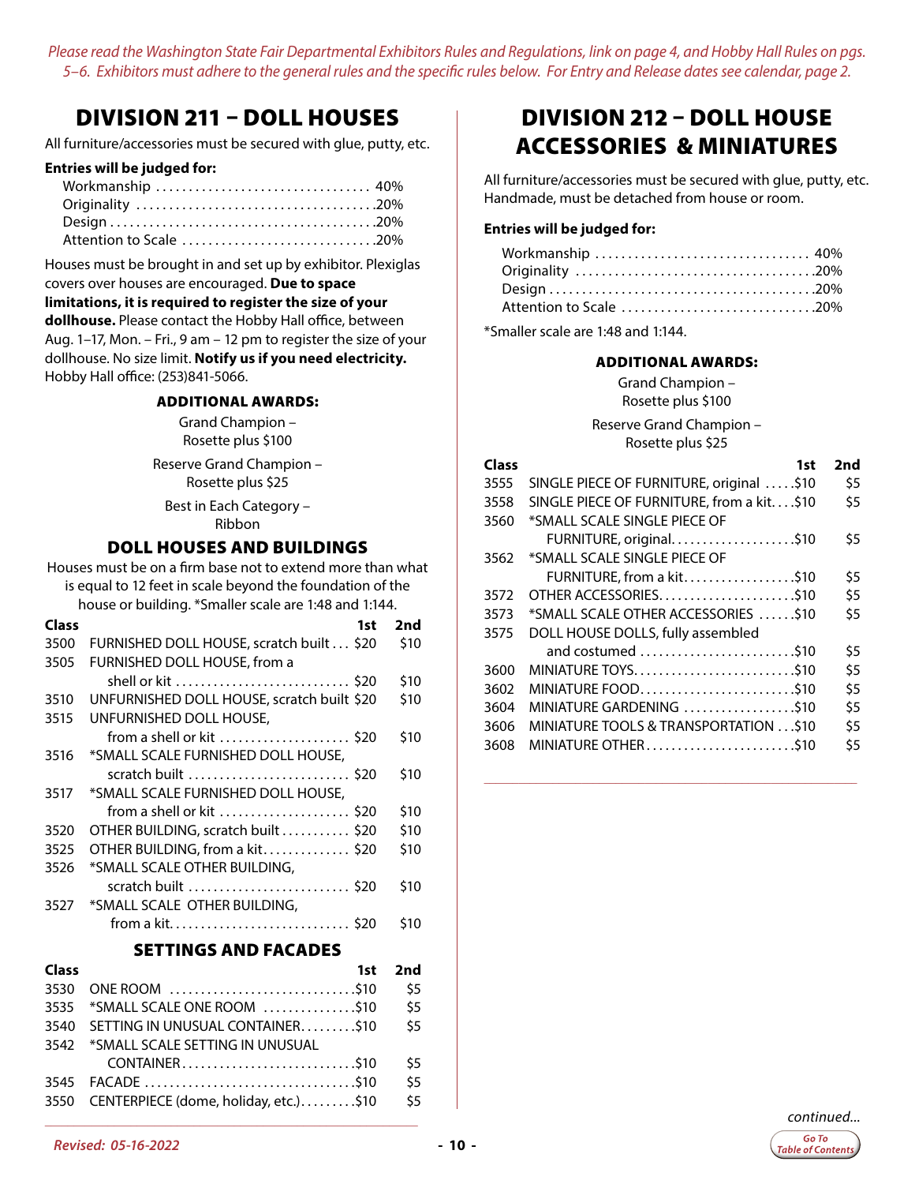*Please read the Washington State Fair Departmental Exhibitors Rules and Regulations, link on page 4, and Hobby Hall Rules on pgs. 5–6. Exhibitors must adhere to the general rules and the specific rules below. For Entry and Release dates see calendar, page 2.*

# DIVISION 211 – DOLL HOUSES

All furniture/accessories must be secured with glue, putty, etc.

**Entries will be judged for:**

- Workmanship ................................ 40%
- Originality .................................... 20%
- Design ........................................ 20%
- Attention to Scale .............................. 20%

Houses must be brought in and set up by exhibitor. Plexiglas covers over houses are encouraged. **Due to space limitations, it is required to register the size of your dollhouse.** Please contact the Hobby Hall office, between Aug. 1–17, Mon. – Fri., 9 am – 12 pm to register the size of your dollhouse. No size limit. **Notify us if you need electricity.** Hobby Hall office: (253)841-5066.

### ADDITIONAL AWARDS:

Grand Champion – Rosette plus $100

Reserve Grand Champion – Rosette plus $25

Best in Each Category – Ribbon

## DOLL HOUSES AND BUILDINGS

Houses must be on a firm base not to extend more than what is equal to 12 feet in scale beyond the foundation of the house or building. *Smaller scale are 1:48 and 1:144.

| Class | | 1st | 2nd |
|---|---|---|---|
| 3500 | FURNISHED DOLL HOUSE, scratch built | $20 | $10 |
| 3505 | FURNISHED DOLL HOUSE, from a shell or kit | $20 | $10 |
| 3510 | UNFURNISHED DOLL HOUSE, scratch built | $20 | $10 |
| 3515 | UNFURNISHED DOLL HOUSE, from a shell or kit | $20 | $10 |
| 3516 | *SMALL SCALE FURNISHED DOLL HOUSE, scratch built | $20 | $10 |
| 3517 | *SMALL SCALE FURNISHED DOLL HOUSE, from a shell or kit | $20 | $10 |
| 3520 | OTHER BUILDING, scratch built | $20 | $10 |
| 3525 | OTHER BUILDING, from a kit | $20 | $10 |
| 3526 | *SMALL SCALE OTHER BUILDING, scratch built | $20 | $10 |
| 3527 | *SMALL SCALE OTHER BUILDING, from a kit | $20 | $10 |

## SETTINGS AND FACADES

| Class | | 1st | 2nd |
|---|---|---|---|
| 3530 | ONE ROOM | $10 | $5 |
| 3535 | *SMALL SCALE ONE ROOM | $10 | $5 |
| 3540 | SETTING IN UNUSUAL CONTAINER | $10 | $5 |
| 3542 | *SMALL SCALE SETTING IN UNUSUAL CONTAINER | $10 | $5 |
| 3545 | FACADE | $10 | $5 |
| 3550 | CENTERPIECE (dome, holiday, etc.) | $10 | $5 |

# DIVISION 212 – DOLL HOUSE ACCESSORIES & MINIATURES

All furniture/accessories must be secured with glue, putty, etc. Handmade, must be detached from house or room.

**Entries will be judged for:**

- Workmanship ................................ 40%
- Originality .................................... 20%
- Design ........................................ 20%
- Attention to Scale .............................. 20%

*Smaller scale are 1:48 and 1:144.

### ADDITIONAL AWARDS:

Grand Champion – Rosette plus $100

Reserve Grand Champion – Rosette plus $25

| Class | | 1st | 2nd |
|---|---|---|---|
| 3555 | SINGLE PIECE OF FURNITURE, original | $10 | $5 |
| 3558 | SINGLE PIECE OF FURNITURE, from a kit | $10 | $5 |
| 3560 | *SMALL SCALE SINGLE PIECE OF FURNITURE, original | $10 | $5 |
| 3562 | *SMALL SCALE SINGLE PIECE OF FURNITURE, from a kit | $10 | $5 |
| 3572 | OTHER ACCESSORIES | $10 | $5 |
| 3573 | *SMALL SCALE OTHER ACCESSORIES | $10 | $5 |
| 3575 | DOLL HOUSE DOLLS, fully assembled and costumed | $10 | $5 |
| 3600 | MINIATURE TOYS | $10 | $5 |
| 3602 | MINIATURE FOOD | $10 | $5 |
| 3604 | MINIATURE GARDENING | $10 | $5 |
| 3606 | MINIATURE TOOLS & TRANSPORTATION | $10 | $5 |
| 3608 | MINIATURE OTHER | $10 | $5 |

*continued...*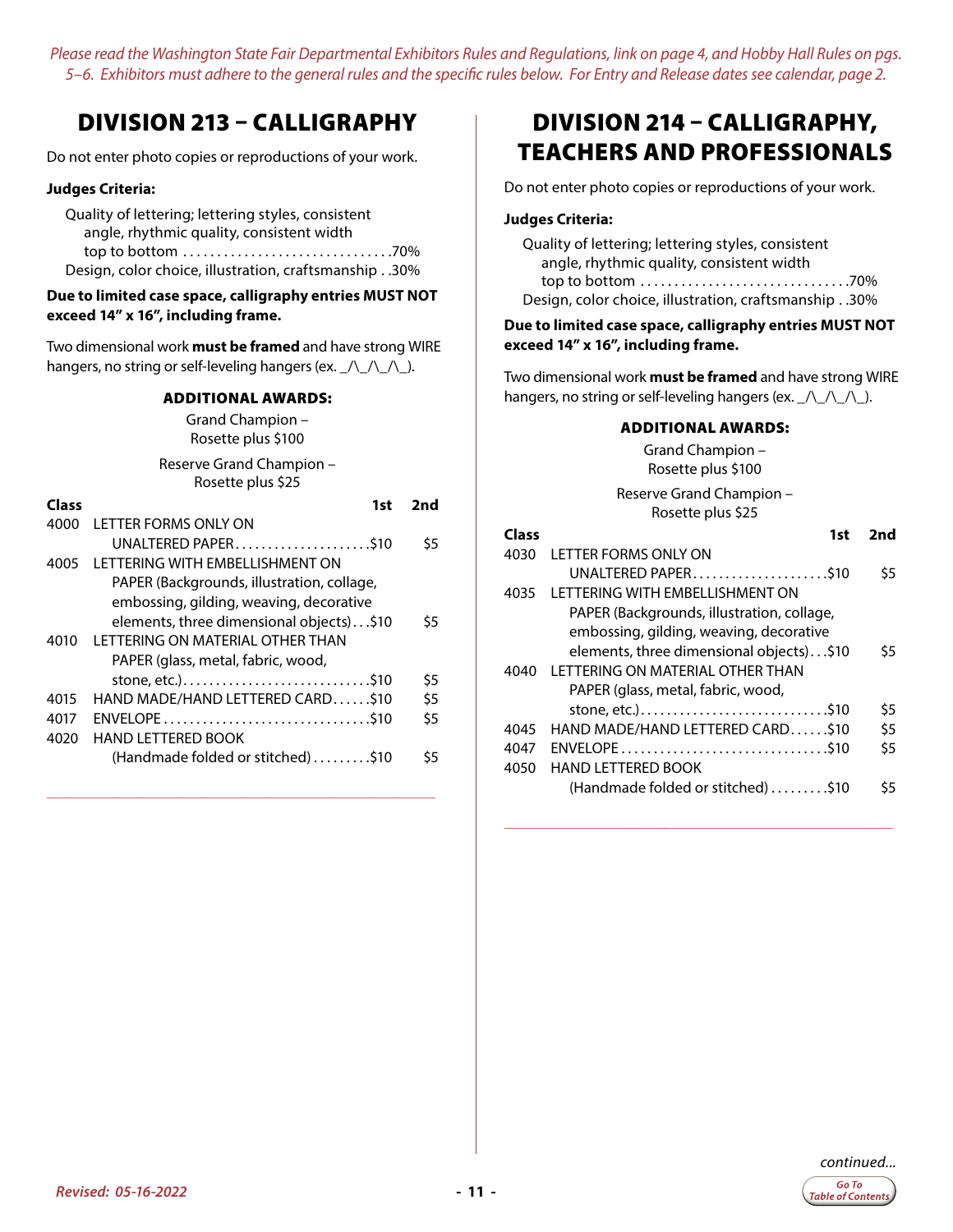*Please read the Washington State Fair Departmental Exhibitors Rules and Regulations, link on page 4, and Hobby Hall Rules on pgs. 5–6. Exhibitors must adhere to the general rules and the specific rules below. For Entry and Release dates see calendar, page 2.*

## DIVISION 213 – CALLIGRAPHY

Do not enter photo copies or reproductions of your work.

**Judges Criteria:**

Quality of lettering; lettering styles, consistent angle, rhythmic quality, consistent width top to bottom .......70%
Design, color choice, illustration, craftsmanship ..30%

**Due to limited case space, calligraphy entries MUST NOT exceed 14" x 16", including frame.**

Two dimensional work **must be framed** and have strong WIRE hangers, no string or self-leveling hangers (ex. _/\_/\_/\_).

### ADDITIONAL AWARDS:

Grand Champion – Rosette plus $100

Reserve Grand Champion – Rosette plus $25

| Class | | 1st | 2nd |
|---|---|---|---|
| 4000 | LETTER FORMS ONLY ON UNALTERED PAPER | $10 | $5 |
| 4005 | LETTERING WITH EMBELLISHMENT ON PAPER (Backgrounds, illustration, collage, embossing, gilding, weaving, decorative elements, three dimensional objects) | $10 | $5 |
| 4010 | LETTERING ON MATERIAL OTHER THAN PAPER (glass, metal, fabric, wood, stone, etc.) | $10 | $5 |
| 4015 | HAND MADE/HAND LETTERED CARD | $10 | $5 |
| 4017 | ENVELOPE | $10 | $5 |
| 4020 | HAND LETTERED BOOK (Handmade folded or stitched) | $10 | $5 |

## DIVISION 214 – CALLIGRAPHY, TEACHERS AND PROFESSIONALS

Do not enter photo copies or reproductions of your work.

**Judges Criteria:**

Quality of lettering; lettering styles, consistent angle, rhythmic quality, consistent width top to bottom .......70%
Design, color choice, illustration, craftsmanship ..30%

**Due to limited case space, calligraphy entries MUST NOT exceed 14" x 16", including frame.**

Two dimensional work **must be framed** and have strong WIRE hangers, no string or self-leveling hangers (ex. _/\_/\_/\_).

### ADDITIONAL AWARDS:

Grand Champion – Rosette plus $100

Reserve Grand Champion – Rosette plus $25

| Class | | 1st | 2nd |
|---|---|---|---|
| 4030 | LETTER FORMS ONLY ON UNALTERED PAPER | $10 | $5 |
| 4035 | LETTERING WITH EMBELLISHMENT ON PAPER (Backgrounds, illustration, collage, embossing, gilding, weaving, decorative elements, three dimensional objects) | $10 | $5 |
| 4040 | LETTERING ON MATERIAL OTHER THAN PAPER (glass, metal, fabric, wood, stone, etc.) | $10 | $5 |
| 4045 | HAND MADE/HAND LETTERED CARD | $10 | $5 |
| 4047 | ENVELOPE | $10 | $5 |
| 4050 | HAND LETTERED BOOK (Handmade folded or stitched) | $10 | $5 |

*continued...*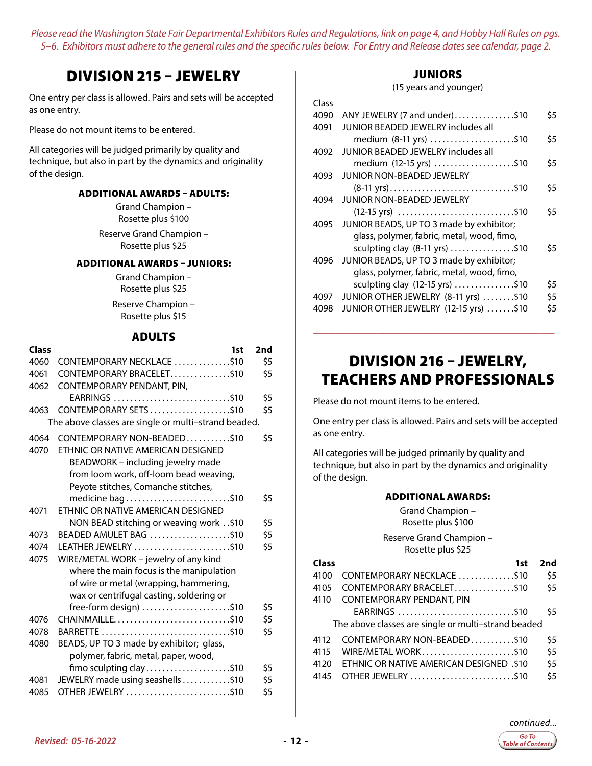*Please read the Washington State Fair Departmental Exhibitors Rules and Regulations, link on page 4, and Hobby Hall Rules on pgs. 5–6. Exhibitors must adhere to the general rules and the specific rules below. For Entry and Release dates see calendar, page 2.*

# DIVISION 215 – JEWELRY

One entry per class is allowed. Pairs and sets will be accepted as one entry.

Please do not mount items to be entered.

All categories will be judged primarily by quality and technique, but also in part by the dynamics and originality of the design.

### ADDITIONAL AWARDS – ADULTS:

Grand Champion – Rosette plus $100

Reserve Grand Champion – Rosette plus $25

### ADDITIONAL AWARDS – JUNIORS:

Grand Champion – Rosette plus $25

Reserve Champion – Rosette plus $15

### ADULTS

| Class | | 1st | 2nd |
|---|---|---|---|
| 4060 | CONTEMPORARY NECKLACE | $10 | $5 |
| 4061 | CONTEMPORARY BRACELET | $10 | $5 |
| 4062 | CONTEMPORARY PENDANT, PIN, EARRINGS | $10 | $5 |
| 4063 | CONTEMPORARY SETS | $10 | $5 |
| | The above classes are single or multi–strand beaded. | | |
| 4064 | CONTEMPORARY NON-BEADED | $10 | $5 |
| 4070 | ETHNIC OR NATIVE AMERICAN DESIGNED BEADWORK – including jewelry made from loom work, off-loom bead weaving, Peyote stitches, Comanche stitches, medicine bag | $10 | $5 |
| 4071 | ETHNIC OR NATIVE AMERICAN DESIGNED NON BEAD stitching or weaving work | $10 | $5 |
| 4073 | BEADED AMULET BAG | $10 | $5 |
| 4074 | LEATHER JEWELRY | $10 | $5 |
| 4075 | WIRE/METAL WORK – jewelry of any kind where the main focus is the manipulation of wire or metal (wrapping, hammering, wax or centrifugal casting, soldering or free-form design) | $10 | $5 |
| 4076 | CHAINMAILLE | $10 | $5 |
| 4078 | BARRETTE | $10 | $5 |
| 4080 | BEADS, UP TO 3 made by exhibitor; glass, polymer, fabric, metal, paper, wood, fimo sculpting clay | $10 | $5 |
| 4081 | JEWELRY made using seashells | $10 | $5 |
| 4085 | OTHER JEWELRY | $10 | $5 |

### JUNIORS

(15 years and younger)

| Class | | | |
|---|---|---|---|
| 4090 | ANY JEWELRY (7 and under) | $10 | $5 |
| 4091 | JUNIOR BEADED JEWELRY includes all medium (8-11 yrs) | $10 | $5 |
| 4092 | JUNIOR BEADED JEWELRY includes all medium (12-15 yrs) | $10 | $5 |
| 4093 | JUNIOR NON-BEADED JEWELRY (8-11 yrs) | $10 | $5 |
| 4094 | JUNIOR NON-BEADED JEWELRY (12-15 yrs) | $10 | $5 |
| 4095 | JUNIOR BEADS, UP TO 3 made by exhibitor; glass, polymer, fabric, metal, wood, fimo, sculpting clay (8-11 yrs) | $10 | $5 |
| 4096 | JUNIOR BEADS, UP TO 3 made by exhibitor; glass, polymer, fabric, metal, wood, fimo, sculpting clay (12-15 yrs) | $10 | $5 |
| 4097 | JUNIOR OTHER JEWELRY (8-11 yrs) | $10 | $5 |
| 4098 | JUNIOR OTHER JEWELRY (12-15 yrs) | $10 | $5 |

# DIVISION 216 – JEWELRY, TEACHERS AND PROFESSIONALS

Please do not mount items to be entered.

One entry per class is allowed. Pairs and sets will be accepted as one entry.

All categories will be judged primarily by quality and technique, but also in part by the dynamics and originality of the design.

### ADDITIONAL AWARDS:

Grand Champion – Rosette plus $100

Reserve Grand Champion – Rosette plus $25

| Class | | 1st | 2nd |
|---|---|---|---|
| 4100 | CONTEMPORARY NECKLACE | $10 | $5 |
| 4105 | CONTEMPORARY BRACELET | $10 | $5 |
| 4110 | CONTEMPORARY PENDANT, PIN EARRINGS | $10 | $5 |
| | The above classes are single or multi–strand beaded | | |
| 4112 | CONTEMPORARY NON-BEADED | $10 | $5 |
| 4115 | WIRE/METAL WORK | $10 | $5 |
| 4120 | ETHNIC OR NATIVE AMERICAN DESIGNED | $10 | $5 |
| 4145 | OTHER JEWELRY | $10 | $5 |

*continued...*

*Revised: 05-16-2022*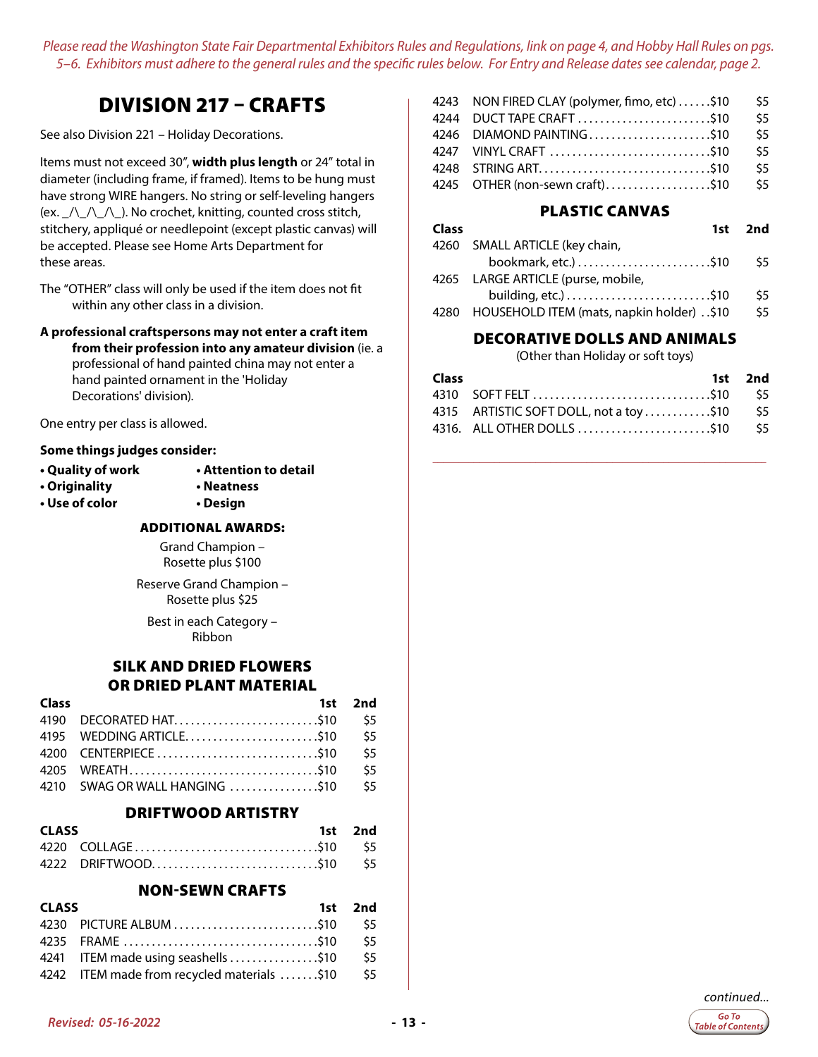*Please read the Washington State Fair Departmental Exhibitors Rules and Regulations, link on page 4, and Hobby Hall Rules on pgs. 5–6. Exhibitors must adhere to the general rules and the specific rules below. For Entry and Release dates see calendar, page 2.*

# DIVISION 217 – CRAFTS

See also Division 221 – Holiday Decorations.

Items must not exceed 30", **width plus length** or 24" total in diameter (including frame, if framed). Items to be hung must have strong WIRE hangers. No string or self-leveling hangers (ex. _/\_/\_/\_). No crochet, knitting, counted cross stitch, stitchery, appliqué or needlepoint (except plastic canvas) will be accepted. Please see Home Arts Department for these areas.

The "OTHER" class will only be used if the item does not fit within any other class in a division.

**A professional craftspersons may not enter a craft item from their profession into any amateur division** (ie. a professional of hand painted china may not enter a hand painted ornament in the 'Holiday Decorations' division).

One entry per class is allowed.

**Some things judges consider:**

- **Quality of work**
- **Originality**
- **Use of color**
- **Attention to detail**
- **Neatness**
- **Design**

### ADDITIONAL AWARDS:

Grand Champion – Rosette plus $100

Reserve Grand Champion – Rosette plus $25

Best in each Category – Ribbon

## SILK AND DRIED FLOWERS OR DRIED PLANT MATERIAL

| Class | | 1st | 2nd |
|---|---|---|---|
| 4190 | DECORATED HAT | $10 | $5 |
| 4195 | WEDDING ARTICLE | $10 | $5 |
| 4200 | CENTERPIECE | $10 | $5 |
| 4205 | WREATH | $10 | $5 |
| 4210 | SWAG OR WALL HANGING | $10 | $5 |

## DRIFTWOOD ARTISTRY

| CLASS | | 1st | 2nd |
|---|---|---|---|
| 4220 | COLLAGE | $10 | $5 |
| 4222 | DRIFTWOOD | $10 | $5 |

## NON-SEWN CRAFTS

| CLASS | | 1st | 2nd |
|---|---|---|---|
| 4230 | PICTURE ALBUM | $10 | $5 |
| 4235 | FRAME | $10 | $5 |
| 4241 | ITEM made using seashells | $10 | $5 |
| 4242 | ITEM made from recycled materials | $10 | $5 |
| 4243 | NON FIRED CLAY (polymer, fimo, etc) | $10 | $5 |
| 4244 | DUCT TAPE CRAFT | $10 | $5 |
| 4246 | DIAMOND PAINTING | $10 | $5 |
| 4247 | VINYL CRAFT | $10 | $5 |
| 4248 | STRING ART | $10 | $5 |
| 4245 | OTHER (non-sewn craft) | $10 | $5 |

## PLASTIC CANVAS

| Class | | 1st | 2nd |
|---|---|---|---|
| 4260 | SMALL ARTICLE (key chain, bookmark, etc.) | $10 | $5 |
| 4265 | LARGE ARTICLE (purse, mobile, building, etc.) | $10 | $5 |
| 4280 | HOUSEHOLD ITEM (mats, napkin holder) | $10 | $5 |

## DECORATIVE DOLLS AND ANIMALS

(Other than Holiday or soft toys)

| Class | | 1st | 2nd |
|---|---|---|---|
| 4310 | SOFT FELT | $10 | $5 |
| 4315 | ARTISTIC SOFT DOLL, not a toy | $10 | $5 |
| 4316. | ALL OTHER DOLLS | $10 | $5 |

*continued...*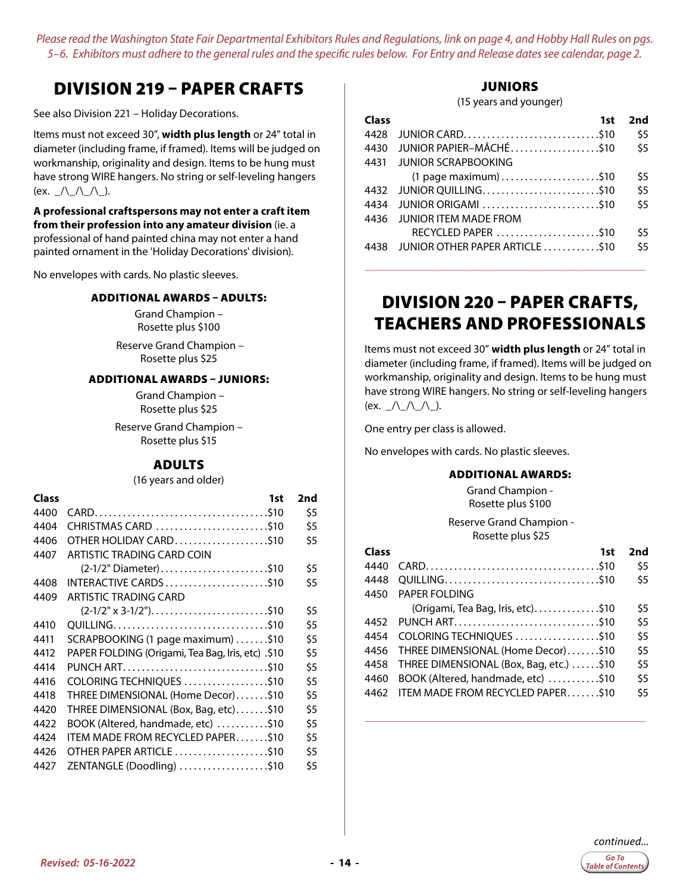*Please read the Washington State Fair Departmental Exhibitors Rules and Regulations, link on page 4, and Hobby Hall Rules on pgs. 5–6. Exhibitors must adhere to the general rules and the specific rules below. For Entry and Release dates see calendar, page 2.*

# DIVISION 219 – PAPER CRAFTS

See also Division 221 – Holiday Decorations.

Items must not exceed 30", **width plus length** or 24" total in diameter (including frame, if framed). Items will be judged on workmanship, originality and design. Items to be hung must have strong WIRE hangers. No string or self-leveling hangers (ex. _/\_/\_/\_).

**A professional craftspersons may not enter a craft item from their profession into any amateur division** (ie. a professional of hand painted china may not enter a hand painted ornament in the 'Holiday Decorations' division).

No envelopes with cards. No plastic sleeves.

### ADDITIONAL AWARDS – ADULTS:

Grand Champion – Rosette plus $100

Reserve Grand Champion – Rosette plus $25

### ADDITIONAL AWARDS – JUNIORS:

Grand Champion – Rosette plus $25

Reserve Grand Champion – Rosette plus $15

## ADULTS

(16 years and older)

| Class | | 1st | 2nd |
|---|---|---|---|
| 4400 | CARD | $10 | $5 |
| 4404 | CHRISTMAS CARD | $10 | $5 |
| 4406 | OTHER HOLIDAY CARD | $10 | $5 |
| 4407 | ARTISTIC TRADING CARD COIN (2-1/2" Diameter) | $10 | $5 |
| 4408 | INTERACTIVE CARDS | $10 | $5 |
| 4409 | ARTISTIC TRADING CARD (2-1/2" x 3-1/2") | $10 | $5 |
| 4410 | QUILLING | $10 | $5 |
| 4411 | SCRAPBOOKING (1 page maximum) | $10 | $5 |
| 4412 | PAPER FOLDING (Origami, Tea Bag, Iris, etc) | $10 | $5 |
| 4414 | PUNCH ART | $10 | $5 |
| 4416 | COLORING TECHNIQUES | $10 | $5 |
| 4418 | THREE DIMENSIONAL (Home Decor) | $10 | $5 |
| 4420 | THREE DIMENSIONAL (Box, Bag, etc) | $10 | $5 |
| 4422 | BOOK (Altered, handmade, etc) | $10 | $5 |
| 4424 | ITEM MADE FROM RECYCLED PAPER | $10 | $5 |
| 4426 | OTHER PAPER ARTICLE | $10 | $5 |
| 4427 | ZENTANGLE (Doodling) | $10 | $5 |

## JUNIORS

(15 years and younger)

| Class | | 1st | 2nd |
|---|---|---|---|
| 4428 | JUNIOR CARD | $10 | $5 |
| 4430 | JUNIOR PAPIER–MÂCHÉ | $10 | $5 |
| 4431 | JUNIOR SCRAPBOOKING (1 page maximum) | $10 | $5 |
| 4432 | JUNIOR QUILLING | $10 | $5 |
| 4434 | JUNIOR ORIGAMI | $10 | $5 |
| 4436 | JUNIOR ITEM MADE FROM RECYCLED PAPER | $10 | $5 |
| 4438 | JUNIOR OTHER PAPER ARTICLE | $10 | $5 |

# DIVISION 220 – PAPER CRAFTS, TEACHERS AND PROFESSIONALS

Items must not exceed 30" **width plus length** or 24" total in diameter (including frame, if framed). Items will be judged on workmanship, originality and design. Items to be hung must have strong WIRE hangers. No string or self-leveling hangers (ex. _/\_/\_/\_).

One entry per class is allowed.

No envelopes with cards. No plastic sleeves.

### ADDITIONAL AWARDS:

Grand Champion - Rosette plus $100

Reserve Grand Champion - Rosette plus $25

| Class | | 1st | 2nd |
|---|---|---|---|
| 4440 | CARD | $10 | $5 |
| 4448 | QUILLING | $10 | $5 |
| 4450 | PAPER FOLDING (Origami, Tea Bag, Iris, etc) | $10 | $5 |
| 4452 | PUNCH ART | $10 | $5 |
| 4454 | COLORING TECHNIQUES | $10 | $5 |
| 4456 | THREE DIMENSIONAL (Home Decor) | $10 | $5 |
| 4458 | THREE DIMENSIONAL (Box, Bag, etc.) | $10 | $5 |
| 4460 | BOOK (Altered, handmade, etc) | $10 | $5 |
| 4462 | ITEM MADE FROM RECYCLED PAPER | $10 | $5 |

*continued...*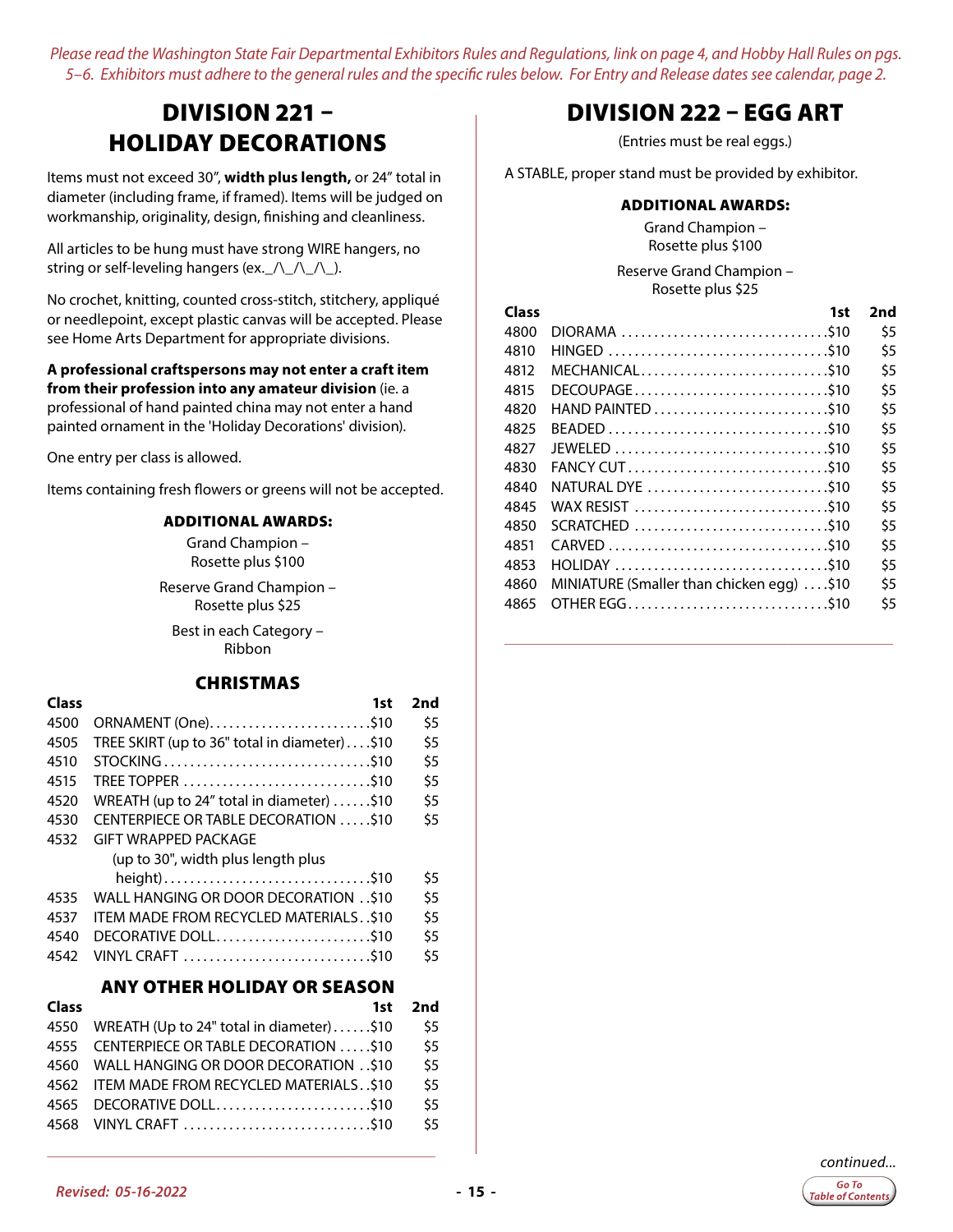*Please read the Washington State Fair Departmental Exhibitors Rules and Regulations, link on page 4, and Hobby Hall Rules on pgs. 5–6. Exhibitors must adhere to the general rules and the specific rules below. For Entry and Release dates see calendar, page 2.*

# DIVISION 221 – HOLIDAY DECORATIONS

Items must not exceed 30", **width plus length,** or 24" total in diameter (including frame, if framed). Items will be judged on workmanship, originality, design, finishing and cleanliness.

All articles to be hung must have strong WIRE hangers, no string or self-leveling hangers (ex._/\_/\_/\_).

No crochet, knitting, counted cross-stitch, stitchery, appliqué or needlepoint, except plastic canvas will be accepted. Please see Home Arts Department for appropriate divisions.

**A professional craftspersons may not enter a craft item from their profession into any amateur division** (ie. a professional of hand painted china may not enter a hand painted ornament in the 'Holiday Decorations' division).

One entry per class is allowed.

Items containing fresh flowers or greens will not be accepted.

### ADDITIONAL AWARDS:

Grand Champion – Rosette plus $100

Reserve Grand Champion – Rosette plus $25

Best in each Category – Ribbon

### CHRISTMAS

| Class | | 1st | 2nd |
|---|---|---|---|
| 4500 | ORNAMENT (One) | $10 | $5 |
| 4505 | TREE SKIRT (up to 36" total in diameter) | $10 | $5 |
| 4510 | STOCKING | $10 | $5 |
| 4515 | TREE TOPPER | $10 | $5 |
| 4520 | WREATH (up to 24" total in diameter) | $10 | $5 |
| 4530 | CENTERPIECE OR TABLE DECORATION | $10 | $5 |
| 4532 | GIFT WRAPPED PACKAGE (up to 30", width plus length plus height) | $10 | $5 |
| 4535 | WALL HANGING OR DOOR DECORATION | $10 | $5 |
| 4537 | ITEM MADE FROM RECYCLED MATERIALS | $10 | $5 |
| 4540 | DECORATIVE DOLL | $10 | $5 |
| 4542 | VINYL CRAFT | $10 | $5 |

### ANY OTHER HOLIDAY OR SEASON

| Class | | 1st | 2nd |
|---|---|---|---|
| 4550 | WREATH (Up to 24" total in diameter) | $10 | $5 |
| 4555 | CENTERPIECE OR TABLE DECORATION | $10 | $5 |
| 4560 | WALL HANGING OR DOOR DECORATION | $10 | $5 |
| 4562 | ITEM MADE FROM RECYCLED MATERIALS | $10 | $5 |
| 4565 | DECORATIVE DOLL | $10 | $5 |
| 4568 | VINYL CRAFT | $10 | $5 |

# DIVISION 222 – EGG ART

(Entries must be real eggs.)

A STABLE, proper stand must be provided by exhibitor.

### ADDITIONAL AWARDS:

Grand Champion – Rosette plus $100

Reserve Grand Champion – Rosette plus $25

| Class | | 1st | 2nd |
|---|---|---|---|
| 4800 | DIORAMA | $10 | $5 |
| 4810 | HINGED | $10 | $5 |
| 4812 | MECHANICAL | $10 | $5 |
| 4815 | DECOUPAGE | $10 | $5 |
| 4820 | HAND PAINTED | $10 | $5 |
| 4825 | BEADED | $10 | $5 |
| 4827 | JEWELED | $10 | $5 |
| 4830 | FANCY CUT | $10 | $5 |
| 4840 | NATURAL DYE | $10 | $5 |
| 4845 | WAX RESIST | $10 | $5 |
| 4850 | SCRATCHED | $10 | $5 |
| 4851 | CARVED | $10 | $5 |
| 4853 | HOLIDAY | $10 | $5 |
| 4860 | MINIATURE (Smaller than chicken egg) | $10 | $5 |
| 4865 | OTHER EGG | $10 | $5 |

*continued...*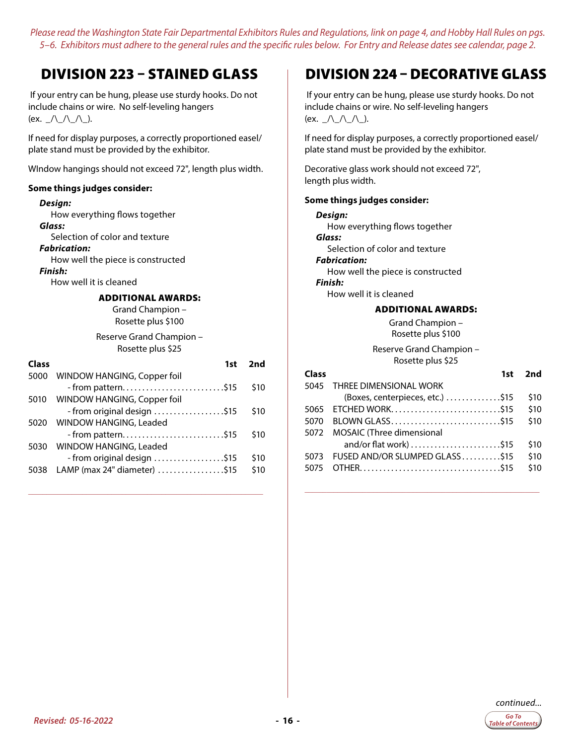*Please read the Washington State Fair Departmental Exhibitors Rules and Regulations, link on page 4, and Hobby Hall Rules on pgs. 5–6. Exhibitors must adhere to the general rules and the specific rules below. For Entry and Release dates see calendar, page 2.*

# DIVISION 223 – STAINED GLASS

If your entry can be hung, please use sturdy hooks. Do not include chains or wire. No self-leveling hangers (ex. _/\_/\_/\_).

If need for display purposes, a correctly proportioned easel/plate stand must be provided by the exhibitor.

WIndow hangings should not exceed 72", length plus width.

**Some things judges consider:**

***Design:***
How everything flows together

***Glass:***
Selection of color and texture

***Fabrication:***
How well the piece is constructed

***Finish:***
How well it is cleaned

**ADDITIONAL AWARDS:**

Grand Champion – Rosette plus $100

Reserve Grand Champion – Rosette plus $25

| Class | | 1st | 2nd |
|---|---|---|---|
| 5000 | WINDOW HANGING, Copper foil - from pattern | $15 | $10 |
| 5010 | WINDOW HANGING, Copper foil - from original design | $15 | $10 |
| 5020 | WINDOW HANGING, Leaded - from pattern | $15 | $10 |
| 5030 | WINDOW HANGING, Leaded - from original design | $15 | $10 |
| 5038 | LAMP (max 24" diameter) | $15 | $10 |

# DIVISION 224 – DECORATIVE GLASS

If your entry can be hung, please use sturdy hooks. Do not include chains or wire. No self-leveling hangers (ex. _/\_/\_/\_).

If need for display purposes, a correctly proportioned easel/plate stand must be provided by the exhibitor.

Decorative glass work should not exceed 72", length plus width.

**Some things judges consider:**

***Design:***
How everything flows together

***Glass:***
Selection of color and texture

***Fabrication:***
How well the piece is constructed

***Finish:***
How well it is cleaned

**ADDITIONAL AWARDS:**

Grand Champion – Rosette plus $100

Reserve Grand Champion – Rosette plus $25

| Class | | 1st | 2nd |
|---|---|---|---|
| 5045 | THREE DIMENSIONAL WORK (Boxes, centerpieces, etc.) | $15 | $10 |
| 5065 | ETCHED WORK | $15 | $10 |
| 5070 | BLOWN GLASS | $15 | $10 |
| 5072 | MOSAIC (Three dimensional and/or flat work) | $15 | $10 |
| 5073 | FUSED AND/OR SLUMPED GLASS | $15 | $10 |
| 5075 | OTHER | $15 | $10 |

*continued...*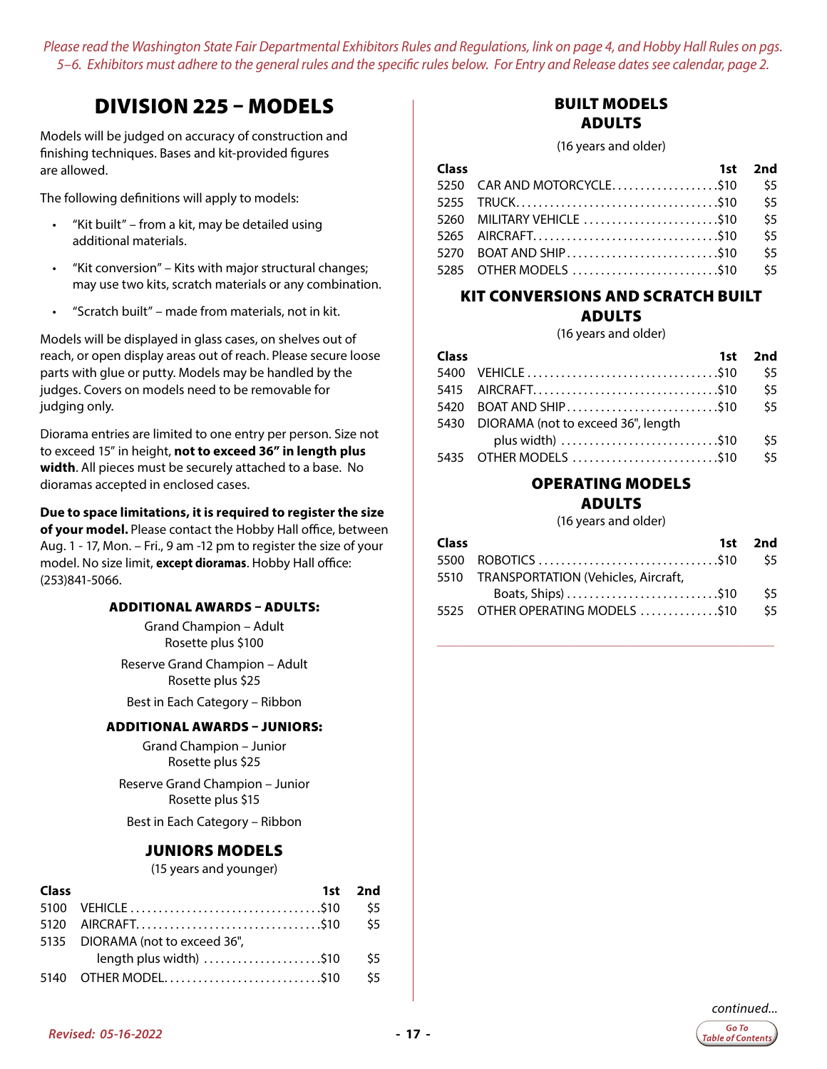*Please read the Washington State Fair Departmental Exhibitors Rules and Regulations, link on page 4, and Hobby Hall Rules on pgs. 5–6. Exhibitors must adhere to the general rules and the specific rules below. For Entry and Release dates see calendar, page 2.*

# DIVISION 225 – MODELS

Models will be judged on accuracy of construction and finishing techniques. Bases and kit-provided figures are allowed.

The following definitions will apply to models:

- "Kit built" – from a kit, may be detailed using additional materials.
- "Kit conversion" – Kits with major structural changes; may use two kits, scratch materials or any combination.
- "Scratch built" – made from materials, not in kit.

Models will be displayed in glass cases, on shelves out of reach, or open display areas out of reach. Please secure loose parts with glue or putty. Models may be handled by the judges. Covers on models need to be removable for judging only.

Diorama entries are limited to one entry per person. Size not to exceed 15" in height, **not to exceed 36" in length plus width**. All pieces must be securely attached to a base. No dioramas accepted in enclosed cases.

**Due to space limitations, it is required to register the size of your model.** Please contact the Hobby Hall office, between Aug. 1 - 17, Mon. – Fri., 9 am -12 pm to register the size of your model. No size limit, **except dioramas**. Hobby Hall office: (253)841-5066.

### ADDITIONAL AWARDS – ADULTS:

Grand Champion – Adult
Rosette plus $100

Reserve Grand Champion – Adult
Rosette plus $25

Best in Each Category – Ribbon

### ADDITIONAL AWARDS – JUNIORS:

Grand Champion – Junior
Rosette plus $25

Reserve Grand Champion – Junior
Rosette plus $15

Best in Each Category – Ribbon

## JUNIORS MODELS

(15 years and younger)

| Class | | 1st | 2nd |
|---|---|---|---|
| 5100 | VEHICLE | $10 | $5 |
| 5120 | AIRCRAFT | $10 | $5 |
| 5135 | DIORAMA (not to exceed 36", length plus width) | $10 | $5 |
| 5140 | OTHER MODEL | $10 | $5 |

## BUILT MODELS ADULTS

(16 years and older)

| Class | | 1st | 2nd |
|---|---|---|---|
| 5250 | CAR AND MOTORCYCLE | $10 | $5 |
| 5255 | TRUCK | $10 | $5 |
| 5260 | MILITARY VEHICLE | $10 | $5 |
| 5265 | AIRCRAFT | $10 | $5 |
| 5270 | BOAT AND SHIP | $10 | $5 |
| 5285 | OTHER MODELS | $10 | $5 |

## KIT CONVERSIONS AND SCRATCH BUILT ADULTS

(16 years and older)

| Class | | 1st | 2nd |
|---|---|---|---|
| 5400 | VEHICLE | $10 | $5 |
| 5415 | AIRCRAFT | $10 | $5 |
| 5420 | BOAT AND SHIP | $10 | $5 |
| 5430 | DIORAMA (not to exceed 36", length plus width) | $10 | $5 |
| 5435 | OTHER MODELS | $10 | $5 |

## OPERATING MODELS ADULTS

(16 years and older)

| Class | | 1st | 2nd |
|---|---|---|---|
| 5500 | ROBOTICS | $10 | $5 |
| 5510 | TRANSPORTATION (Vehicles, Aircraft, Boats, Ships) | $10 | $5 |
| 5525 | OTHER OPERATING MODELS | $10 | $5 |

*continued...*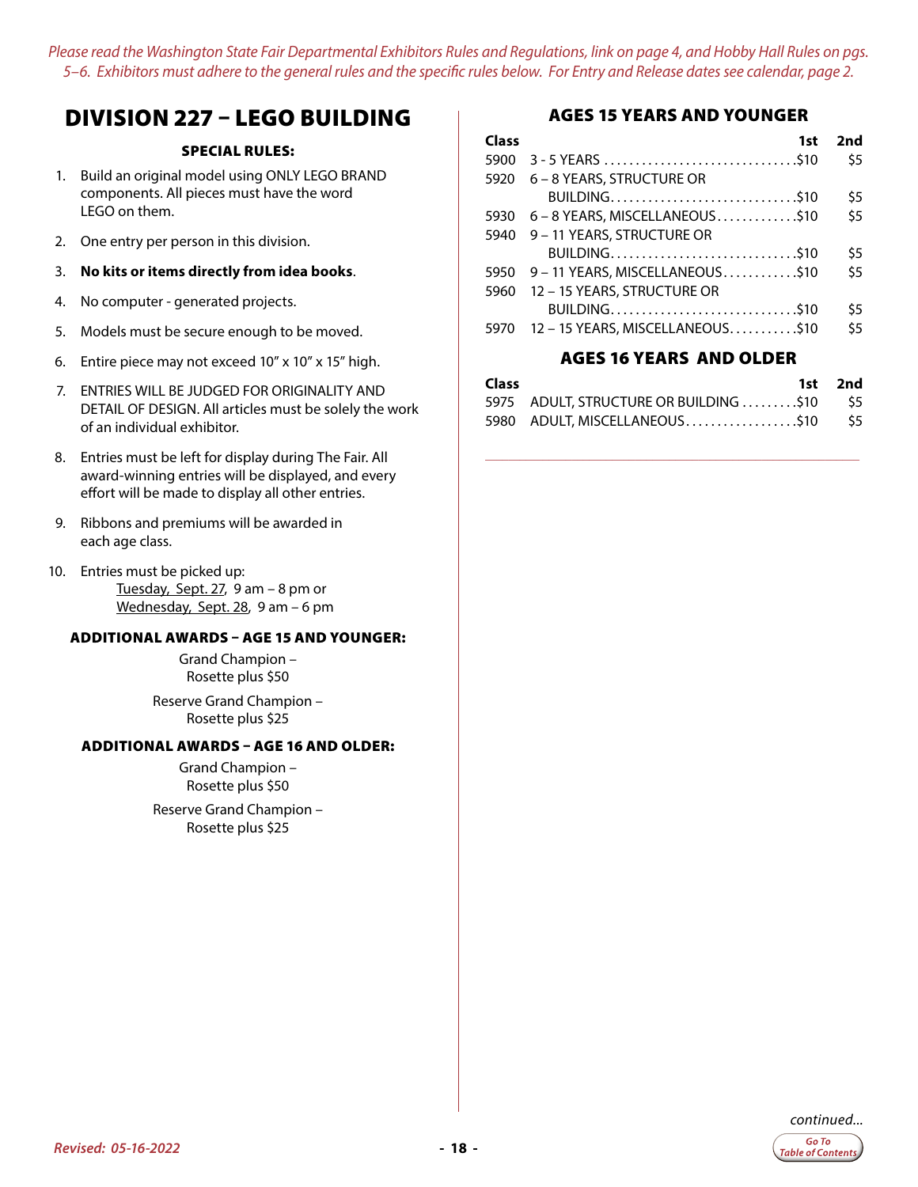*Please read the Washington State Fair Departmental Exhibitors Rules and Regulations, link on page 4, and Hobby Hall Rules on pgs. 5–6. Exhibitors must adhere to the general rules and the specific rules below. For Entry and Release dates see calendar, page 2.*

# DIVISION 227 – LEGO BUILDING

### SPECIAL RULES:

1. Build an original model using ONLY LEGO BRAND components. All pieces must have the word LEGO on them.
2. One entry per person in this division.
3. **No kits or items directly from idea books**.
4. No computer - generated projects.
5. Models must be secure enough to be moved.
6. Entire piece may not exceed 10" x 10" x 15" high.
7. ENTRIES WILL BE JUDGED FOR ORIGINALITY AND DETAIL OF DESIGN. All articles must be solely the work of an individual exhibitor.
8. Entries must be left for display during The Fair. All award-winning entries will be displayed, and every effort will be made to display all other entries.
9. Ribbons and premiums will be awarded in each age class.
10. Entries must be picked up:
    Tuesday, Sept. 27, 9 am – 8 pm or
    Wednesday, Sept. 28, 9 am – 6 pm

### ADDITIONAL AWARDS – AGE 15 AND YOUNGER:

Grand Champion – Rosette plus $50

Reserve Grand Champion – Rosette plus $25

### ADDITIONAL AWARDS – AGE 16 AND OLDER:

Grand Champion – Rosette plus $50

Reserve Grand Champion – Rosette plus $25

## AGES 15 YEARS AND YOUNGER

| Class | | 1st | 2nd |
|---|---|---|---|
| 5900 | 3 - 5 YEARS | $10 | $5 |
| 5920 | 6 – 8 YEARS, STRUCTURE OR BUILDING | $10 | $5 |
| 5930 | 6 – 8 YEARS, MISCELLANEOUS | $10 | $5 |
| 5940 | 9 – 11 YEARS, STRUCTURE OR BUILDING | $10 | $5 |
| 5950 | 9 – 11 YEARS, MISCELLANEOUS | $10 | $5 |
| 5960 | 12 – 15 YEARS, STRUCTURE OR BUILDING | $10 | $5 |
| 5970 | 12 – 15 YEARS, MISCELLANEOUS | $10 | $5 |

## AGES 16 YEARS AND OLDER

| Class | | 1st | 2nd |
|---|---|---|---|
| 5975 | ADULT, STRUCTURE OR BUILDING | $10 | $5 |
| 5980 | ADULT, MISCELLANEOUS | $10 | $5 |

*continued...*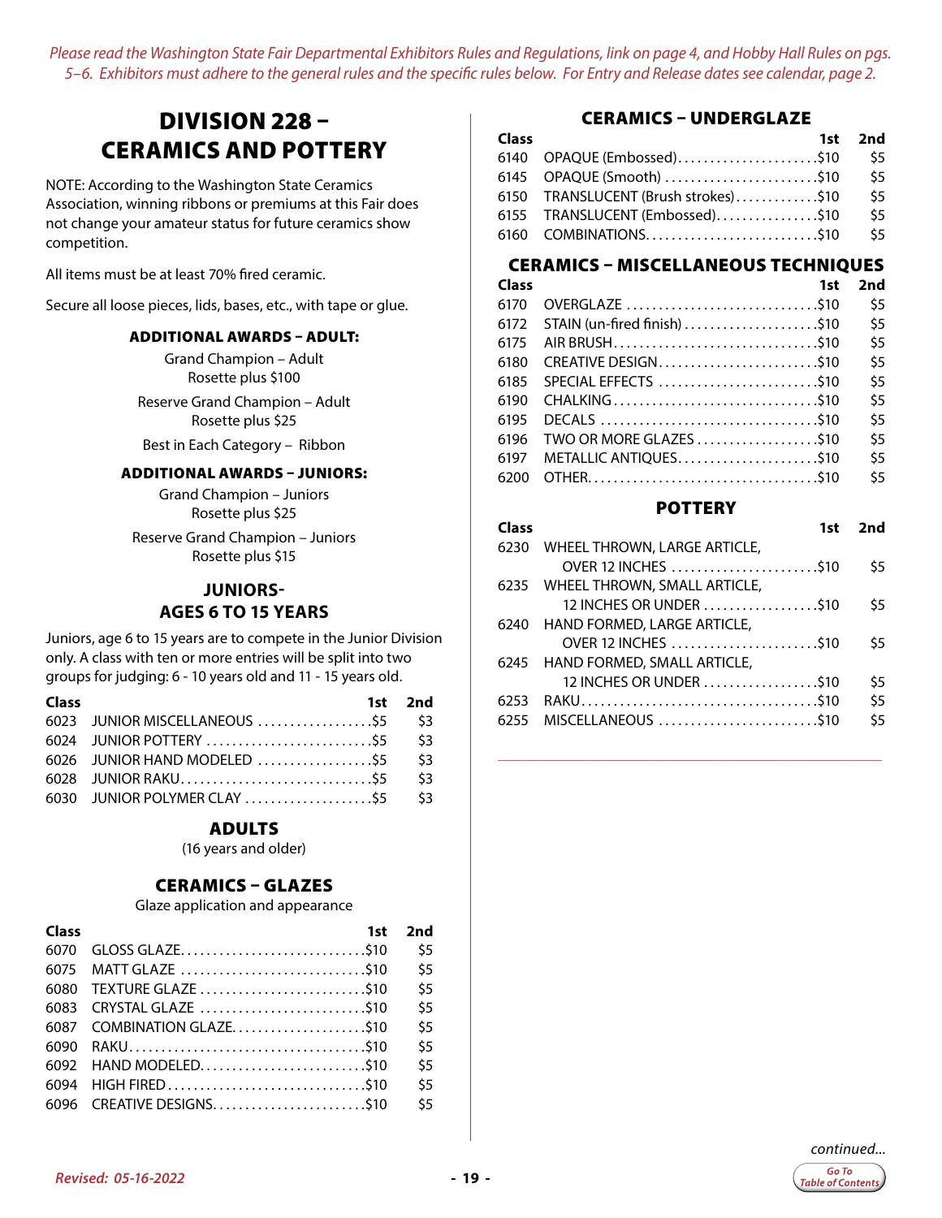*Please read the Washington State Fair Departmental Exhibitors Rules and Regulations, link on page 4, and Hobby Hall Rules on pgs. 5–6. Exhibitors must adhere to the general rules and the specific rules below. For Entry and Release dates see calendar, page 2.*

# DIVISION 228 – CERAMICS AND POTTERY

NOTE: According to the Washington State Ceramics Association, winning ribbons or premiums at this Fair does not change your amateur status for future ceramics show competition.

All items must be at least 70% fired ceramic.

Secure all loose pieces, lids, bases, etc., with tape or glue.

### ADDITIONAL AWARDS – ADULT:

Grand Champion – Adult
Rosette plus $100

Reserve Grand Champion – Adult
Rosette plus $25

Best in Each Category – Ribbon

### ADDITIONAL AWARDS – JUNIORS:

Grand Champion – Juniors
Rosette plus $25

Reserve Grand Champion – Juniors
Rosette plus $15

## JUNIORS- AGES 6 TO 15 YEARS

Juniors, age 6 to 15 years are to compete in the Junior Division only. A class with ten or more entries will be split into two groups for judging: 6 - 10 years old and 11 - 15 years old.

| Class | | 1st | 2nd |
|---|---|---|---|
| 6023 | JUNIOR MISCELLANEOUS | $5 | $3 |
| 6024 | JUNIOR POTTERY | $5 | $3 |
| 6026 | JUNIOR HAND MODELED | $5 | $3 |
| 6028 | JUNIOR RAKU | $5 | $3 |
| 6030 | JUNIOR POLYMER CLAY | $5 | $3 |

## ADULTS

(16 years and older)

### CERAMICS – GLAZES

Glaze application and appearance

| Class | | 1st | 2nd |
|---|---|---|---|
| 6070 | GLOSS GLAZE | $10 | $5 |
| 6075 | MATT GLAZE | $10 | $5 |
| 6080 | TEXTURE GLAZE | $10 | $5 |
| 6083 | CRYSTAL GLAZE | $10 | $5 |
| 6087 | COMBINATION GLAZE | $10 | $5 |
| 6090 | RAKU | $10 | $5 |
| 6092 | HAND MODELED | $10 | $5 |
| 6094 | HIGH FIRED | $10 | $5 |
| 6096 | CREATIVE DESIGNS | $10 | $5 |

### CERAMICS – UNDERGLAZE

| Class | | 1st | 2nd |
|---|---|---|---|
| 6140 | OPAQUE (Embossed) | $10 | $5 |
| 6145 | OPAQUE (Smooth) | $10 | $5 |
| 6150 | TRANSLUCENT (Brush strokes) | $10 | $5 |
| 6155 | TRANSLUCENT (Embossed) | $10 | $5 |
| 6160 | COMBINATIONS | $10 | $5 |

### CERAMICS – MISCELLANEOUS TECHNIQUES

| Class | | 1st | 2nd |
|---|---|---|---|
| 6170 | OVERGLAZE | $10 | $5 |
| 6172 | STAIN (un-fired finish) | $10 | $5 |
| 6175 | AIR BRUSH | $10 | $5 |
| 6180 | CREATIVE DESIGN | $10 | $5 |
| 6185 | SPECIAL EFFECTS | $10 | $5 |
| 6190 | CHALKING | $10 | $5 |
| 6195 | DECALS | $10 | $5 |
| 6196 | TWO OR MORE GLAZES | $10 | $5 |
| 6197 | METALLIC ANTIQUES | $10 | $5 |
| 6200 | OTHER | $10 | $5 |

### POTTERY

| Class | | 1st | 2nd |
|---|---|---|---|
| 6230 | WHEEL THROWN, LARGE ARTICLE, OVER 12 INCHES | $10 | $5 |
| 6235 | WHEEL THROWN, SMALL ARTICLE, 12 INCHES OR UNDER | $10 | $5 |
| 6240 | HAND FORMED, LARGE ARTICLE, OVER 12 INCHES | $10 | $5 |
| 6245 | HAND FORMED, SMALL ARTICLE, 12 INCHES OR UNDER | $10 | $5 |
| 6253 | RAKU | $10 | $5 |
| 6255 | MISCELLANEOUS | $10 | $5 |

*continued...*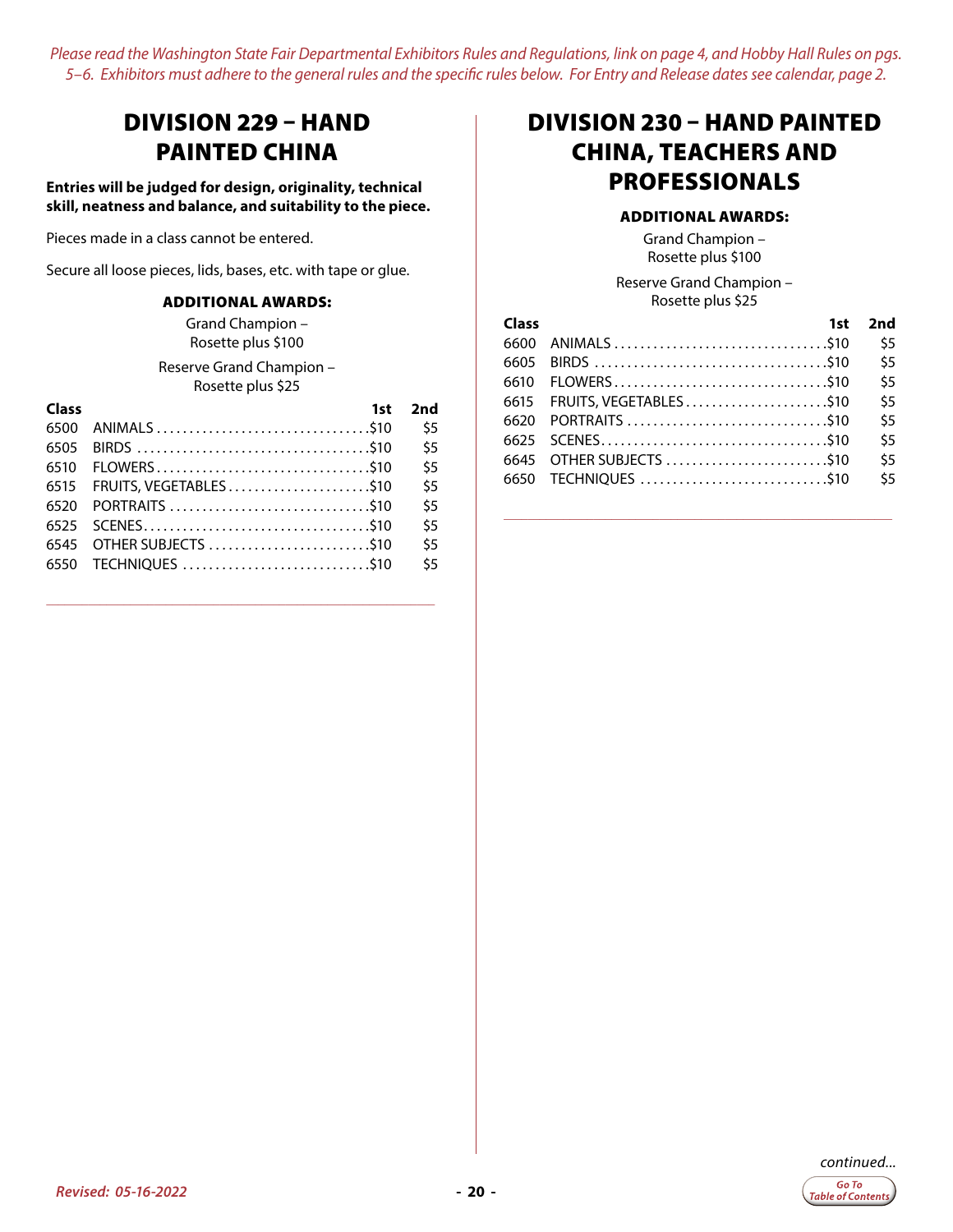*Please read the Washington State Fair Departmental Exhibitors Rules and Regulations, link on page 4, and Hobby Hall Rules on pgs. 5–6. Exhibitors must adhere to the general rules and the specific rules below. For Entry and Release dates see calendar, page 2.*

## DIVISION 229 – HAND PAINTED CHINA

**Entries will be judged for design, originality, technical skill, neatness and balance, and suitability to the piece.**

Pieces made in a class cannot be entered.

Secure all loose pieces, lids, bases, etc. with tape or glue.

### ADDITIONAL AWARDS:

Grand Champion – Rosette plus $100

Reserve Grand Champion – Rosette plus $25

| Class | | 1st | 2nd |
|---|---|---|---|
| 6500 | ANIMALS | $10 | $5 |
| 6505 | BIRDS | $10 | $5 |
| 6510 | FLOWERS | $10 | $5 |
| 6515 | FRUITS, VEGETABLES | $10 | $5 |
| 6520 | PORTRAITS | $10 | $5 |
| 6525 | SCENES | $10 | $5 |
| 6545 | OTHER SUBJECTS | $10 | $5 |
| 6550 | TECHNIQUES | $10 | $5 |

## DIVISION 230 – HAND PAINTED CHINA, TEACHERS AND PROFESSIONALS

### ADDITIONAL AWARDS:

Grand Champion – Rosette plus $100

Reserve Grand Champion – Rosette plus $25

| Class | | 1st | 2nd |
|---|---|---|---|
| 6600 | ANIMALS | $10 | $5 |
| 6605 | BIRDS | $10 | $5 |
| 6610 | FLOWERS | $10 | $5 |
| 6615 | FRUITS, VEGETABLES | $10 | $5 |
| 6620 | PORTRAITS | $10 | $5 |
| 6625 | SCENES | $10 | $5 |
| 6645 | OTHER SUBJECTS | $10 | $5 |
| 6650 | TECHNIQUES | $10 | $5 |

*continued...*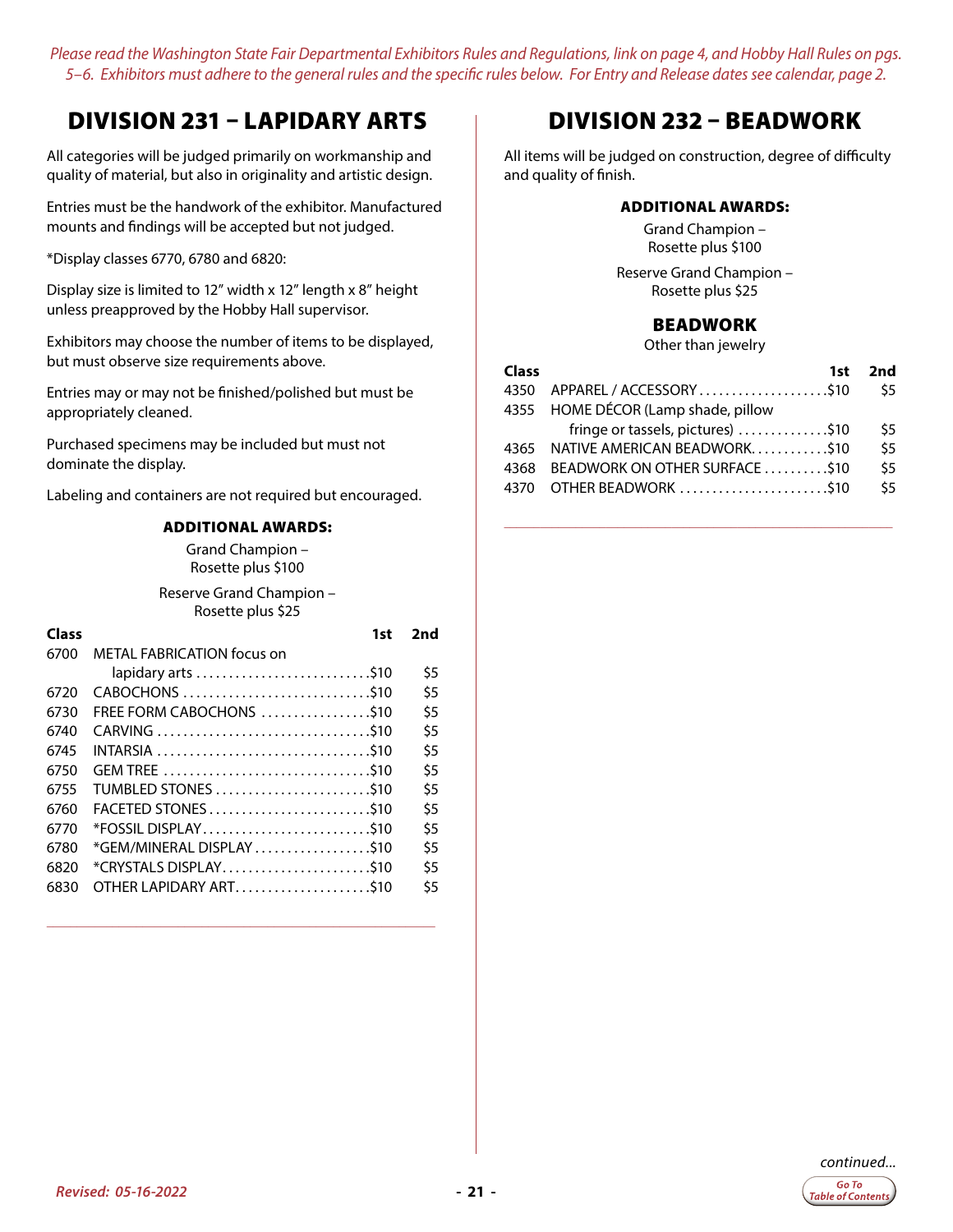*Please read the Washington State Fair Departmental Exhibitors Rules and Regulations, link on page 4, and Hobby Hall Rules on pgs. 5–6. Exhibitors must adhere to the general rules and the specific rules below. For Entry and Release dates see calendar, page 2.*

# DIVISION 231 – LAPIDARY ARTS

All categories will be judged primarily on workmanship and quality of material, but also in originality and artistic design.

Entries must be the handwork of the exhibitor. Manufactured mounts and findings will be accepted but not judged.

*Display classes 6770, 6780 and 6820:

Display size is limited to 12" width x 12" length x 8" height unless preapproved by the Hobby Hall supervisor.

Exhibitors may choose the number of items to be displayed, but must observe size requirements above.

Entries may or may not be finished/polished but must be appropriately cleaned.

Purchased specimens may be included but must not dominate the display.

Labeling and containers are not required but encouraged.

### ADDITIONAL AWARDS:

Grand Champion – Rosette plus $100

Reserve Grand Champion – Rosette plus $25

| Class | | 1st | 2nd |
|---|---|---|---|
| 6700 | METAL FABRICATION focus on lapidary arts | $10 | $5 |
| 6720 | CABOCHONS | $10 | $5 |
| 6730 | FREE FORM CABOCHONS | $10 | $5 |
| 6740 | CARVING | $10 | $5 |
| 6745 | INTARSIA | $10 | $5 |
| 6750 | GEM TREE | $10 | $5 |
| 6755 | TUMBLED STONES | $10 | $5 |
| 6760 | FACETED STONES | $10 | $5 |
| 6770 | *FOSSIL DISPLAY | $10 | $5 |
| 6780 | *GEM/MINERAL DISPLAY | $10 | $5 |
| 6820 | *CRYSTALS DISPLAY | $10 | $5 |
| 6830 | OTHER LAPIDARY ART | $10 | $5 |

# DIVISION 232 – BEADWORK

All items will be judged on construction, degree of difficulty and quality of finish.

### ADDITIONAL AWARDS:

Grand Champion – Rosette plus $100

Reserve Grand Champion – Rosette plus $25

## BEADWORK

Other than jewelry

| Class | | 1st | 2nd |
|---|---|---|---|
| 4350 | APPAREL / ACCESSORY | $10 | $5 |
| 4355 | HOME DÉCOR (Lamp shade, pillow fringe or tassels, pictures) | $10 | $5 |
| 4365 | NATIVE AMERICAN BEADWORK | $10 | $5 |
| 4368 | BEADWORK ON OTHER SURFACE | $10 | $5 |
| 4370 | OTHER BEADWORK | $10 | $5 |

*continued...*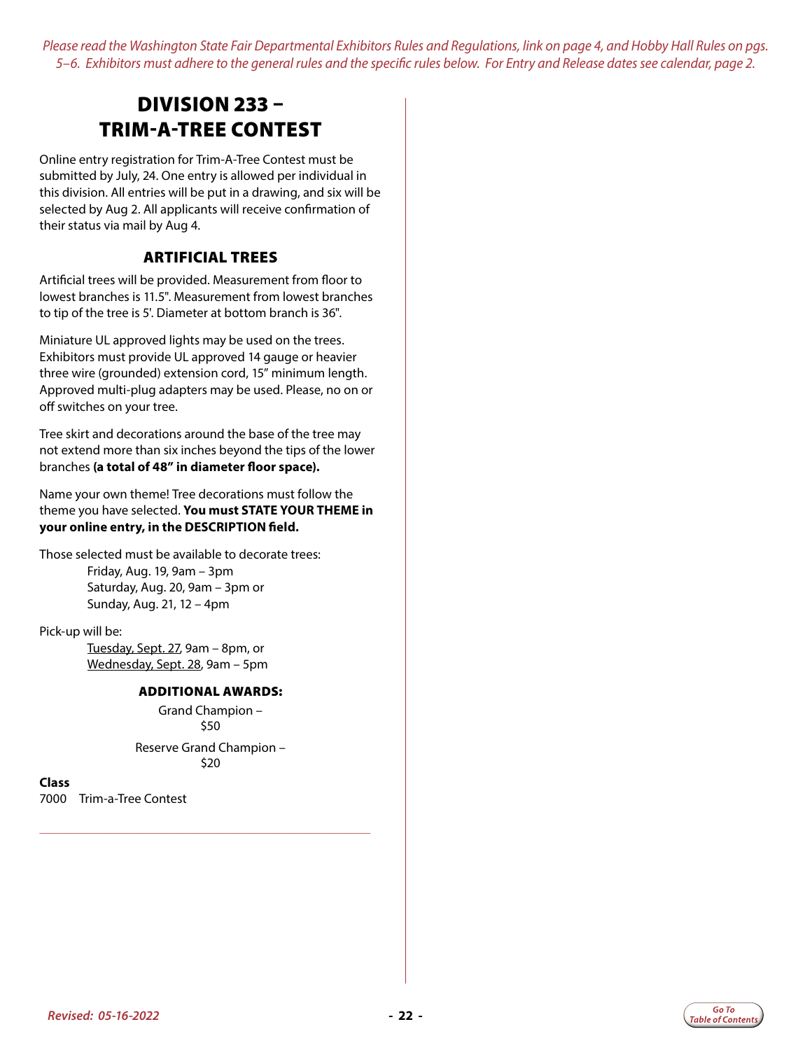*Please read the Washington State Fair Departmental Exhibitors Rules and Regulations, link on page 4, and Hobby Hall Rules on pgs. 5–6. Exhibitors must adhere to the general rules and the specific rules below. For Entry and Release dates see calendar, page 2.*

# DIVISION 233 – TRIM-A-TREE CONTEST

Online entry registration for Trim-A-Tree Contest must be submitted by July, 24. One entry is allowed per individual in this division. All entries will be put in a drawing, and six will be selected by Aug 2. All applicants will receive confirmation of their status via mail by Aug 4.

## ARTIFICIAL TREES

Artificial trees will be provided. Measurement from floor to lowest branches is 11.5". Measurement from lowest branches to tip of the tree is 5'. Diameter at bottom branch is 36".

Miniature UL approved lights may be used on the trees. Exhibitors must provide UL approved 14 gauge or heavier three wire (grounded) extension cord, 15" minimum length. Approved multi-plug adapters may be used. Please, no on or off switches on your tree.

Tree skirt and decorations around the base of the tree may not extend more than six inches beyond the tips of the lower branches **(a total of 48" in diameter floor space).**

Name your own theme! Tree decorations must follow the theme you have selected. **You must STATE YOUR THEME in your online entry, in the DESCRIPTION field.**

Those selected must be available to decorate trees:

Friday, Aug. 19, 9am – 3pm
Saturday, Aug. 20, 9am – 3pm or
Sunday, Aug. 21, 12 – 4pm

Pick-up will be:

Tuesday, Sept. 27, 9am – 8pm, or
Wednesday, Sept. 28, 9am – 5pm

### ADDITIONAL AWARDS:

Grand Champion – $50

Reserve Grand Champion – $20

**Class**

7000 Trim-a-Tree Contest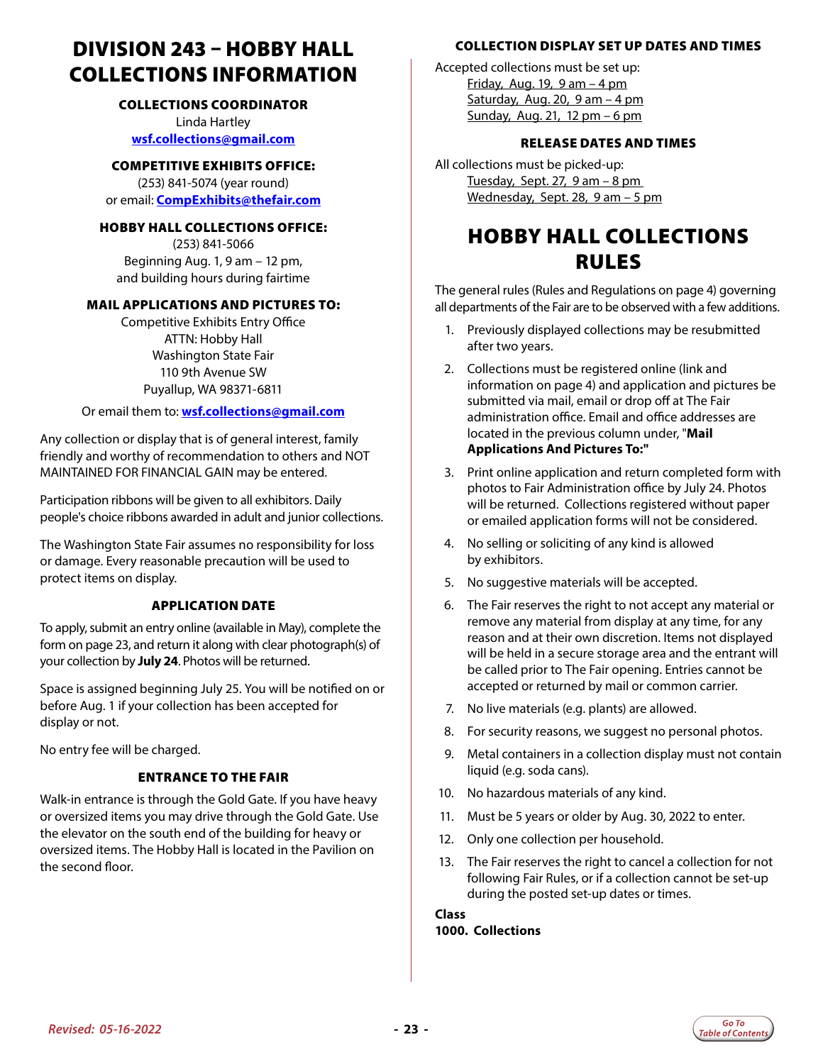# DIVISION 243 – HOBBY HALL COLLECTIONS INFORMATION

**COLLECTIONS COORDINATOR**
Linda Hartley
**wsf.collections@gmail.com**

**COMPETITIVE EXHIBITS OFFICE:**
(253) 841-5074 (year round)
or email: **CompExhibits@thefair.com**

**HOBBY HALL COLLECTIONS OFFICE:**
(253) 841-5066
Beginning Aug. 1, 9 am – 12 pm,
and building hours during fairtime

**MAIL APPLICATIONS AND PICTURES TO:**
Competitive Exhibits Entry Office
ATTN: Hobby Hall
Washington State Fair
110 9th Avenue SW
Puyallup, WA 98371-6811

Or email them to: **wsf.collections@gmail.com**

Any collection or display that is of general interest, family friendly and worthy of recommendation to others and NOT MAINTAINED FOR FINANCIAL GAIN may be entered.

Participation ribbons will be given to all exhibitors. Daily people's choice ribbons awarded in adult and junior collections.

The Washington State Fair assumes no responsibility for loss or damage. Every reasonable precaution will be used to protect items on display.

### APPLICATION DATE

To apply, submit an entry online (available in May), complete the form on page 23, and return it along with clear photograph(s) of your collection by **July 24**. Photos will be returned.

Space is assigned beginning July 25. You will be notified on or before Aug. 1 if your collection has been accepted for display or not.

No entry fee will be charged.

### ENTRANCE TO THE FAIR

Walk-in entrance is through the Gold Gate. If you have heavy or oversized items you may drive through the Gold Gate. Use the elevator on the south end of the building for heavy or oversized items. The Hobby Hall is located in the Pavilion on the second floor.

### COLLECTION DISPLAY SET UP DATES AND TIMES

Accepted collections must be set up:

Friday, Aug. 19, 9 am – 4 pm
Saturday, Aug. 20, 9 am – 4 pm
Sunday, Aug. 21, 12 pm – 6 pm

### RELEASE DATES AND TIMES

All collections must be picked-up:

Tuesday, Sept. 27, 9 am – 8 pm
Wednesday, Sept. 28, 9 am – 5 pm

# HOBBY HALL COLLECTIONS RULES

The general rules (Rules and Regulations on page 4) governing all departments of the Fair are to be observed with a few additions.

1. Previously displayed collections may be resubmitted after two years.
2. Collections must be registered online (link and information on page 4) and application and pictures be submitted via mail, email or drop off at The Fair administration office. Email and office addresses are located in the previous column under, "**Mail Applications And Pictures To:"**
3. Print online application and return completed form with photos to Fair Administration office by July 24. Photos will be returned. Collections registered without paper or emailed application forms will not be considered.
4. No selling or soliciting of any kind is allowed by exhibitors.
5. No suggestive materials will be accepted.
6. The Fair reserves the right to not accept any material or remove any material from display at any time, for any reason and at their own discretion. Items not displayed will be held in a secure storage area and the entrant will be called prior to The Fair opening. Entries cannot be accepted or returned by mail or common carrier.
7. No live materials (e.g. plants) are allowed.
8. For security reasons, we suggest no personal photos.
9. Metal containers in a collection display must not contain liquid (e.g. soda cans).
10. No hazardous materials of any kind.
11. Must be 5 years or older by Aug. 30, 2022 to enter.
12. Only one collection per household.
13. The Fair reserves the right to cancel a collection for not following Fair Rules, or if a collection cannot be set-up during the posted set-up dates or times.

**Class**
**1000. Collections**

*Revised: 05-16-2022*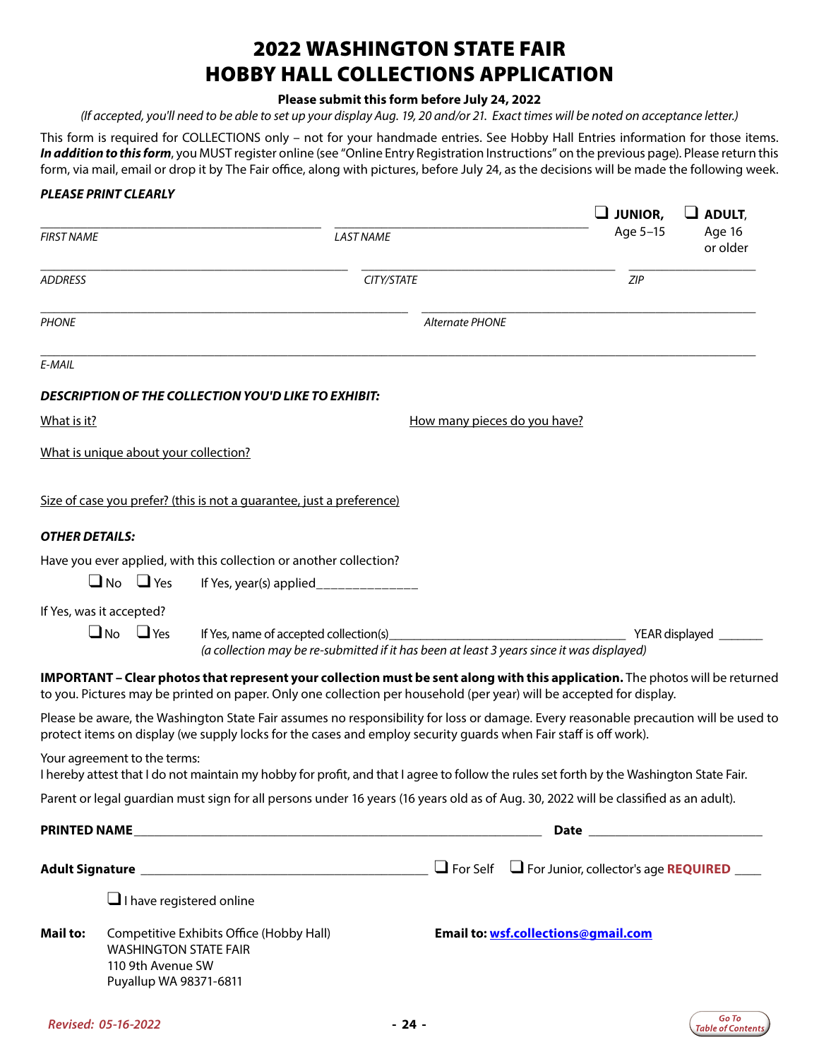# 2022 WASHINGTON STATE FAIR
# HOBBY HALL COLLECTIONS APPLICATION

**Please submit this form before July 24, 2022**

*(If accepted, you'll need to be able to set up your display Aug. 19, 20 and/or 21. Exact times will be noted on acceptance letter.)*

This form is required for COLLECTIONS only – not for your handmade entries. See Hobby Hall Entries information for those items. ***In addition to this form***, you MUST register online (see "Online Entry Registration Instructions" on the previous page). Please return this form, via mail, email or drop it by The Fair office, along with pictures, before July 24, as the decisions will be made the following week.

***PLEASE PRINT CLEARLY***

*FIRST NAME* ______________________ *LAST NAME* ______________________ ❑ **JUNIOR,** Age 5–15 ❑ **ADULT,** Age 16 or older

*ADDRESS* ______________________ *CITY/STATE* ______________________ *ZIP* __________

*PHONE* ______________________ *Alternate PHONE* ______________________

*E-MAIL* ______________________

***DESCRIPTION OF THE COLLECTION YOU'D LIKE TO EXHIBIT:***

What is it? How many pieces do you have?

What is unique about your collection?

Size of case you prefer? (this is not a guarantee, just a preference)

***OTHER DETAILS:***

Have you ever applied, with this collection or another collection?

❑ No ❑ Yes If Yes, year(s) applied______________

If Yes, was it accepted?

❑ No ❑ Yes If Yes, name of accepted collection(s)____________________________________ YEAR displayed _______
*(a collection may be re-submitted if it has been at least 3 years since it was displayed)*

**IMPORTANT – Clear photos that represent your collection must be sent along with this application.** The photos will be returned to you. Pictures may be printed on paper. Only one collection per household (per year) will be accepted for display.

Please be aware, the Washington State Fair assumes no responsibility for loss or damage. Every reasonable precaution will be used to protect items on display (we supply locks for the cases and employ security guards when Fair staff is off work).

Your agreement to the terms:
I hereby attest that I do not maintain my hobby for profit, and that I agree to follow the rules set forth by the Washington State Fair.

Parent or legal guardian must sign for all persons under 16 years (16 years old as of Aug. 30, 2022 will be classified as an adult).

**PRINTED NAME** ____________________________________________ **Date** ______________________

**Adult Signature** ________________________________ ❑ For Self ❑ For Junior, collector's age **REQUIRED** ____

❑ I have registered online

**Mail to:** Competitive Exhibits Office (Hobby Hall)
WASHINGTON STATE FAIR
110 9th Avenue SW
Puyallup WA 98371-6811

**Email to:** wsf.collections@gmail.com

*Revised: 05-16-2022*